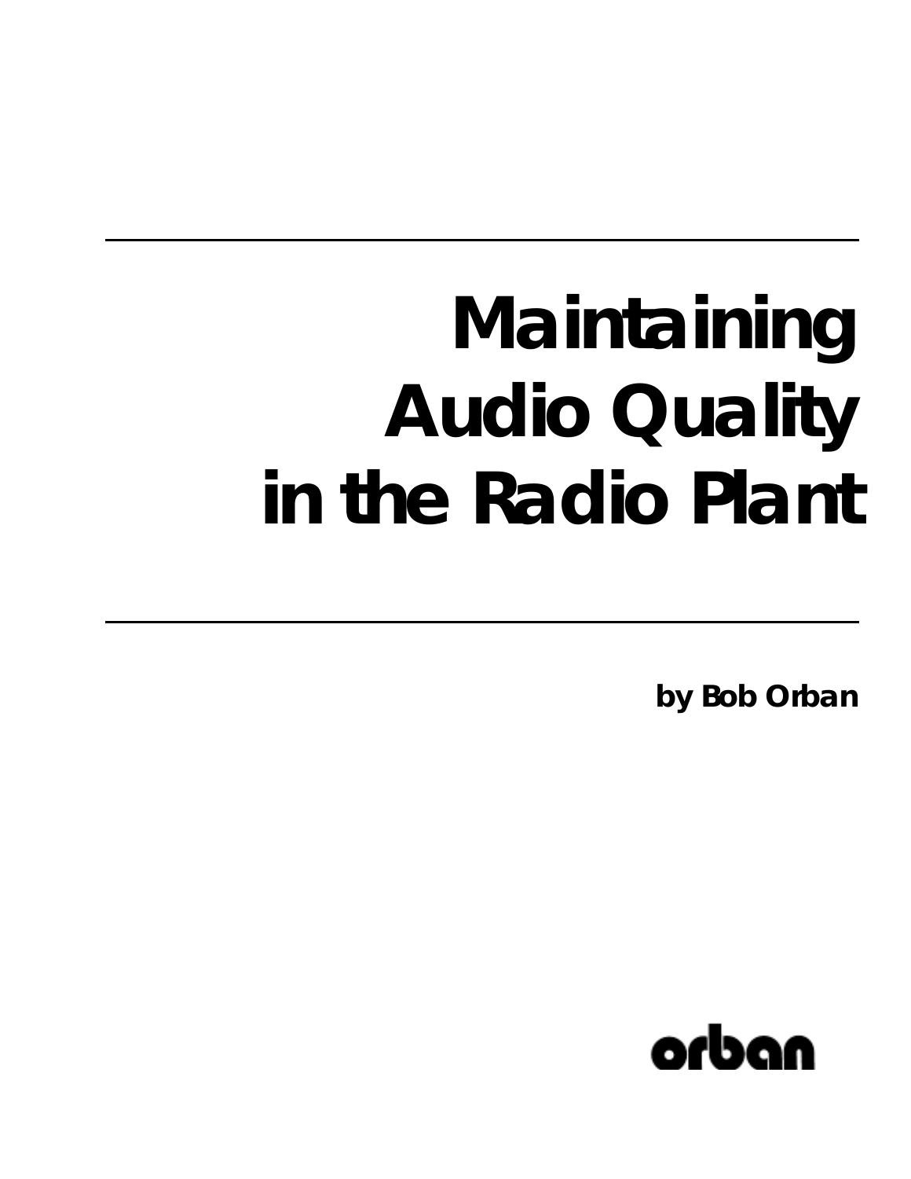# Maintaining Audio Quality in the Radio Plant

**by Bob Orban**

orban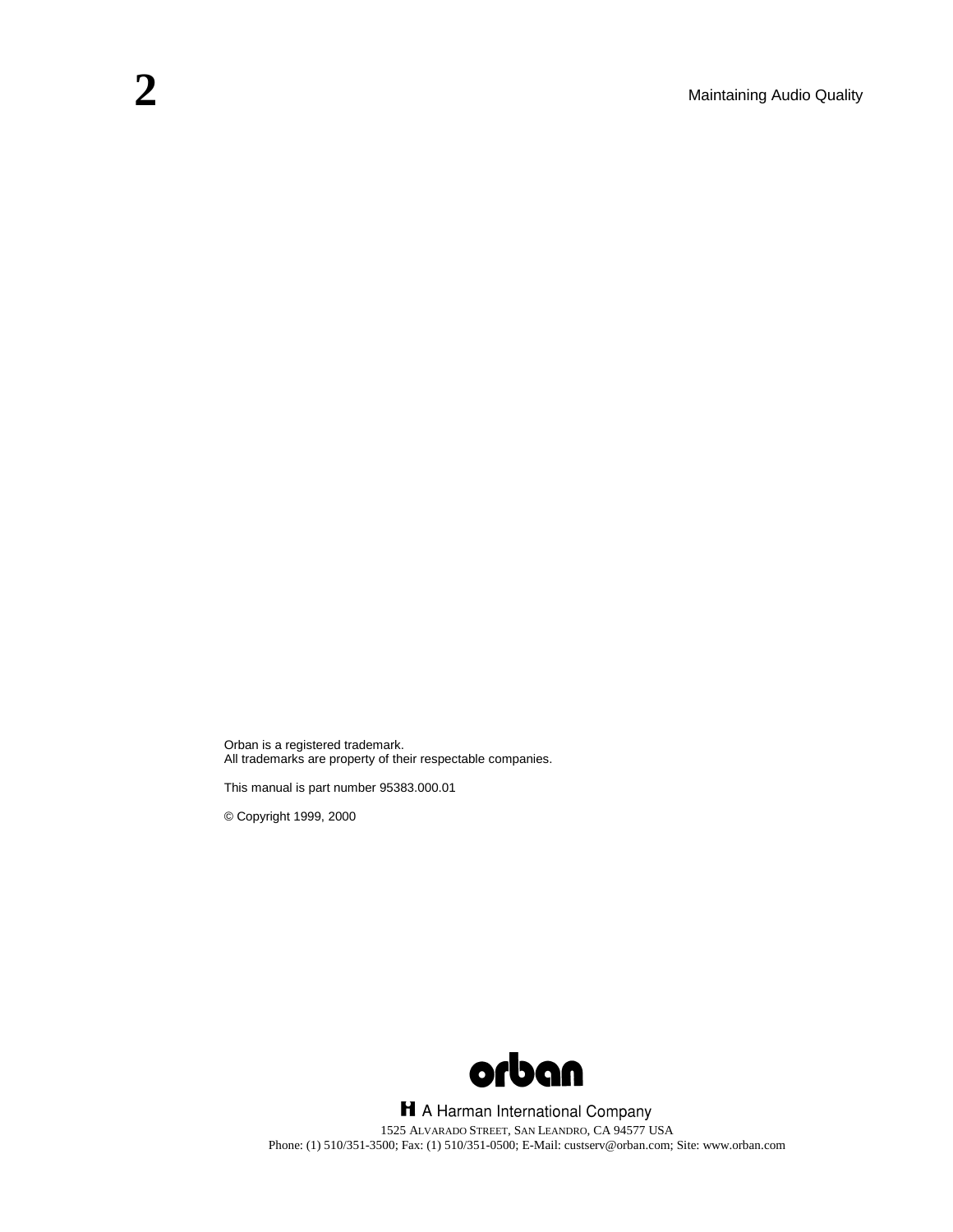Orban is a registered trademark.
All trademarks are property of their respectable companies.

This manual is part number 95383.000.01

© Copyright 1999, 2000

orban

A Harman International Company

1525 ALVARADO STREET, SAN LEANDRO, CA 94577 USA
Phone: (1) 510/351-3500; Fax: (1) 510/351-0500; E-Mail: custserv@orban.com; Site: www.orban.com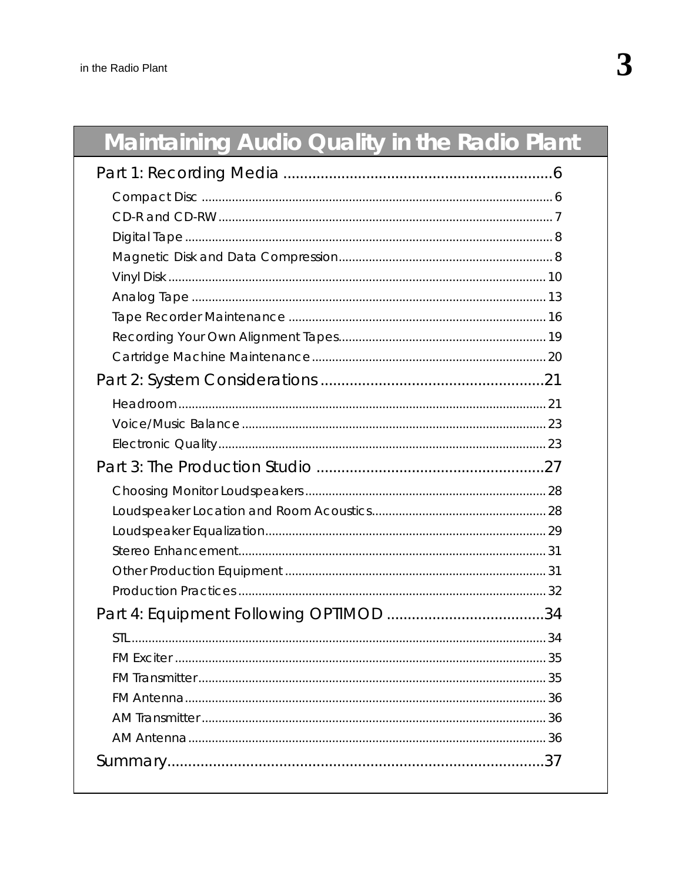# Maintaining Audio Quality in the Radio Plant

Part 1: Recording Media ......6

- Compact Disc ......6
- CD-R and CD-RW ......7
- Digital Tape ......8
- Magnetic Disk and Data Compression ......8
- Vinyl Disk ......10
- Analog Tape ......13
- Tape Recorder Maintenance ......16
- Recording Your Own Alignment Tapes ......19
- Cartridge Machine Maintenance ......20

Part 2: System Considerations ......21

- Headroom ......21
- Voice/Music Balance ......23
- Electronic Quality ......23

Part 3: The Production Studio ......27

- Choosing Monitor Loudspeakers ......28
- Loudspeaker Location and Room Acoustics ......28
- Loudspeaker Equalization ......29
- Stereo Enhancement ......31
- Other Production Equipment ......31
- Production Practices ......32

Part 4: Equipment Following OPTIMOD ......34

- STL ......34
- FM Exciter ......35
- FM Transmitter ......35
- FM Antenna ......36
- AM Transmitter ......36
- AM Antenna ......36

Summary ......37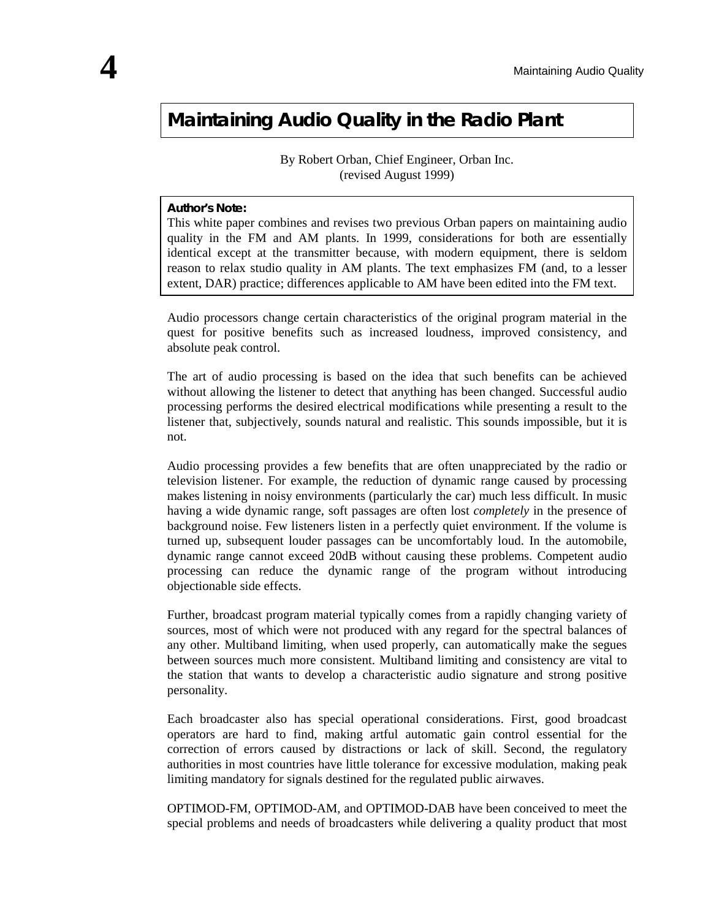# Maintaining Audio Quality in the Radio Plant

By Robert Orban, Chief Engineer, Orban Inc.
(revised August 1999)

**Author's Note:**
This white paper combines and revises two previous Orban papers on maintaining audio quality in the FM and AM plants. In 1999, considerations for both are essentially identical except at the transmitter because, with modern equipment, there is seldom reason to relax studio quality in AM plants. The text emphasizes FM (and, to a lesser extent, DAR) practice; differences applicable to AM have been edited into the FM text.

Audio processors change certain characteristics of the original program material in the quest for positive benefits such as increased loudness, improved consistency, and absolute peak control.

The art of audio processing is based on the idea that such benefits can be achieved without allowing the listener to detect that anything has been changed. Successful audio processing performs the desired electrical modifications while presenting a result to the listener that, subjectively, sounds natural and realistic. This sounds impossible, but it is not.

Audio processing provides a few benefits that are often unappreciated by the radio or television listener. For example, the reduction of dynamic range caused by processing makes listening in noisy environments (particularly the car) much less difficult. In music having a wide dynamic range, soft passages are often lost *completely* in the presence of background noise. Few listeners listen in a perfectly quiet environment. If the volume is turned up, subsequent louder passages can be uncomfortably loud. In the automobile, dynamic range cannot exceed 20dB without causing these problems. Competent audio processing can reduce the dynamic range of the program without introducing objectionable side effects.

Further, broadcast program material typically comes from a rapidly changing variety of sources, most of which were not produced with any regard for the spectral balances of any other. Multiband limiting, when used properly, can automatically make the segues between sources much more consistent. Multiband limiting and consistency are vital to the station that wants to develop a characteristic audio signature and strong positive personality.

Each broadcaster also has special operational considerations. First, good broadcast operators are hard to find, making artful automatic gain control essential for the correction of errors caused by distractions or lack of skill. Second, the regulatory authorities in most countries have little tolerance for excessive modulation, making peak limiting mandatory for signals destined for the regulated public airwaves.

OPTIMOD-FM, OPTIMOD-AM, and OPTIMOD-DAB have been conceived to meet the special problems and needs of broadcasters while delivering a quality product that most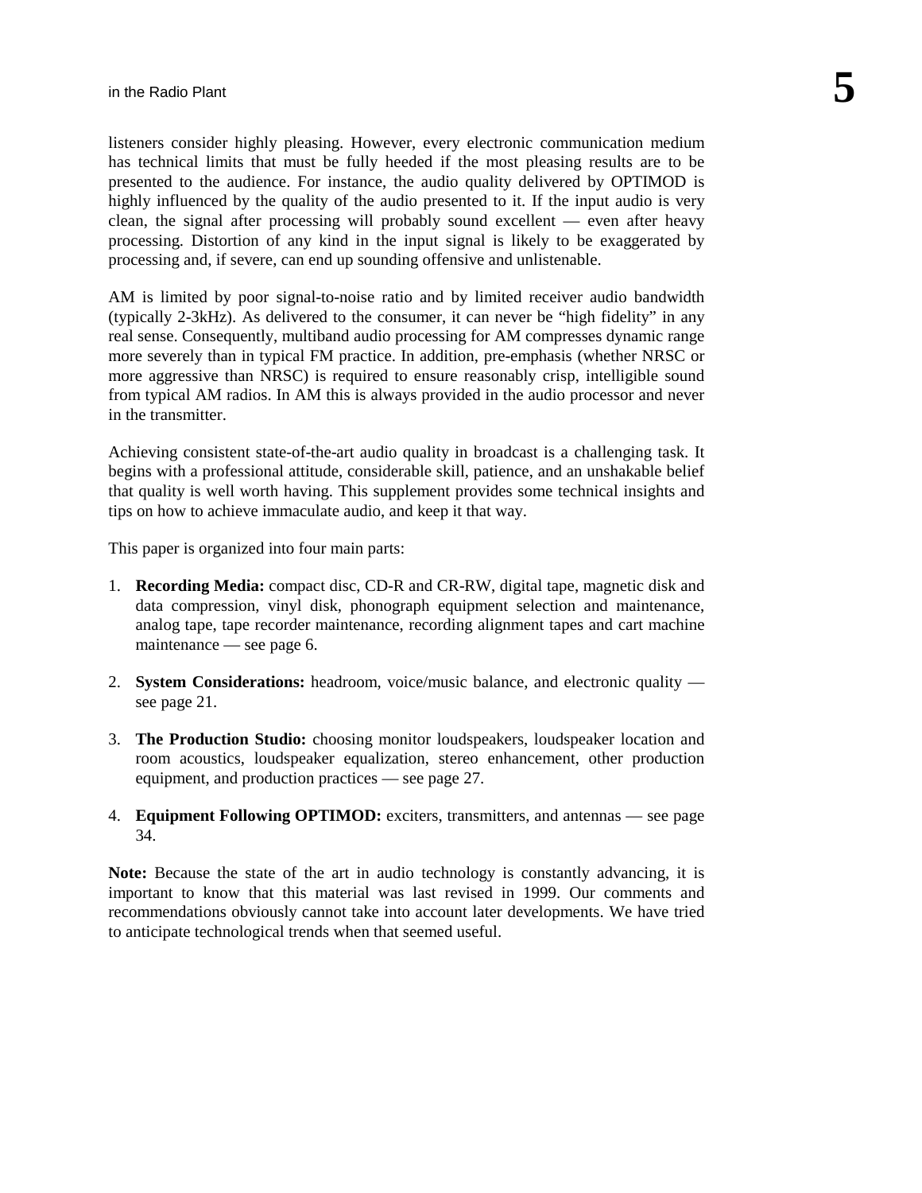listeners consider highly pleasing. However, every electronic communication medium has technical limits that must be fully heeded if the most pleasing results are to be presented to the audience. For instance, the audio quality delivered by OPTIMOD is highly influenced by the quality of the audio presented to it. If the input audio is very clean, the signal after processing will probably sound excellent — even after heavy processing. Distortion of any kind in the input signal is likely to be exaggerated by processing and, if severe, can end up sounding offensive and unlistenable.

AM is limited by poor signal-to-noise ratio and by limited receiver audio bandwidth (typically 2-3kHz). As delivered to the consumer, it can never be "high fidelity" in any real sense. Consequently, multiband audio processing for AM compresses dynamic range more severely than in typical FM practice. In addition, pre-emphasis (whether NRSC or more aggressive than NRSC) is required to ensure reasonably crisp, intelligible sound from typical AM radios. In AM this is always provided in the audio processor and never in the transmitter.

Achieving consistent state-of-the-art audio quality in broadcast is a challenging task. It begins with a professional attitude, considerable skill, patience, and an unshakable belief that quality is well worth having. This supplement provides some technical insights and tips on how to achieve immaculate audio, and keep it that way.

This paper is organized into four main parts:

1. **Recording Media:** compact disc, CD-R and CR-RW, digital tape, magnetic disk and data compression, vinyl disk, phonograph equipment selection and maintenance, analog tape, tape recorder maintenance, recording alignment tapes and cart machine maintenance — see page 6.

2. **System Considerations:** headroom, voice/music balance, and electronic quality — see page 21.

3. **The Production Studio:** choosing monitor loudspeakers, loudspeaker location and room acoustics, loudspeaker equalization, stereo enhancement, other production equipment, and production practices — see page 27.

4. **Equipment Following OPTIMOD:** exciters, transmitters, and antennas — see page 34.

**Note:** Because the state of the art in audio technology is constantly advancing, it is important to know that this material was last revised in 1999. Our comments and recommendations obviously cannot take into account later developments. We have tried to anticipate technological trends when that seemed useful.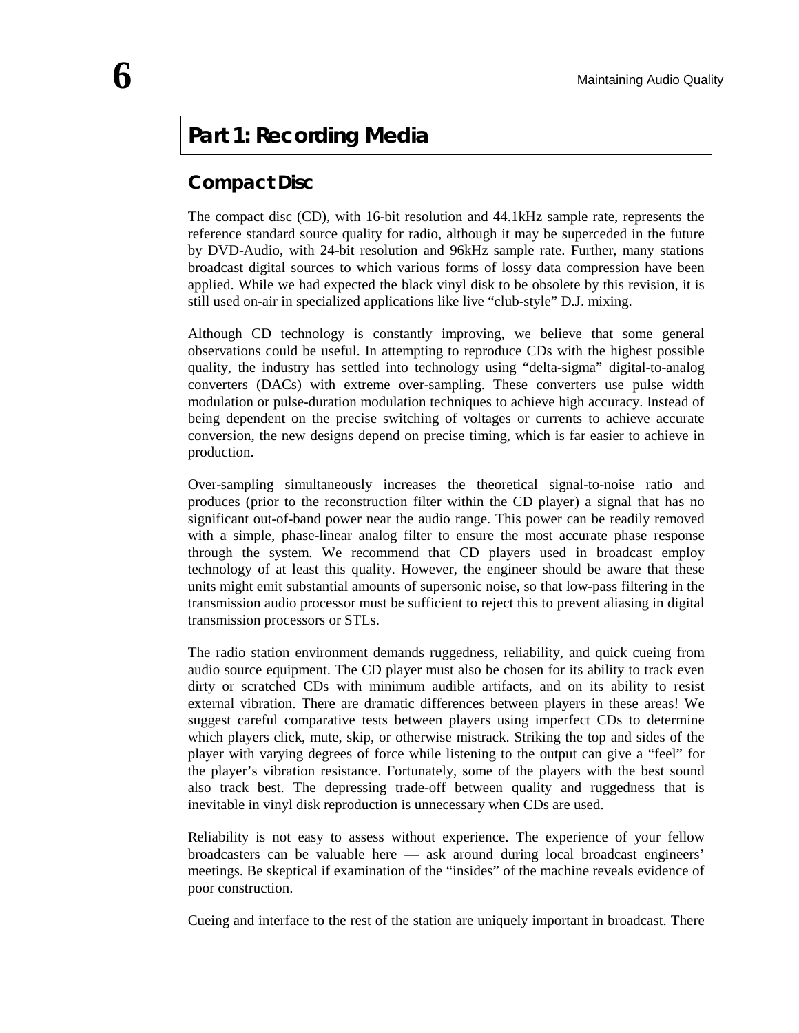## Part 1: Recording Media

### Compact Disc

The compact disc (CD), with 16-bit resolution and 44.1kHz sample rate, represents the reference standard source quality for radio, although it may be superceded in the future by DVD-Audio, with 24-bit resolution and 96kHz sample rate. Further, many stations broadcast digital sources to which various forms of lossy data compression have been applied. While we had expected the black vinyl disk to be obsolete by this revision, it is still used on-air in specialized applications like live "club-style" D.J. mixing.

Although CD technology is constantly improving, we believe that some general observations could be useful. In attempting to reproduce CDs with the highest possible quality, the industry has settled into technology using "delta-sigma" digital-to-analog converters (DACs) with extreme over-sampling. These converters use pulse width modulation or pulse-duration modulation techniques to achieve high accuracy. Instead of being dependent on the precise switching of voltages or currents to achieve accurate conversion, the new designs depend on precise timing, which is far easier to achieve in production.

Over-sampling simultaneously increases the theoretical signal-to-noise ratio and produces (prior to the reconstruction filter within the CD player) a signal that has no significant out-of-band power near the audio range. This power can be readily removed with a simple, phase-linear analog filter to ensure the most accurate phase response through the system. We recommend that CD players used in broadcast employ technology of at least this quality. However, the engineer should be aware that these units might emit substantial amounts of supersonic noise, so that low-pass filtering in the transmission audio processor must be sufficient to reject this to prevent aliasing in digital transmission processors or STLs.

The radio station environment demands ruggedness, reliability, and quick cueing from audio source equipment. The CD player must also be chosen for its ability to track even dirty or scratched CDs with minimum audible artifacts, and on its ability to resist external vibration. There are dramatic differences between players in these areas! We suggest careful comparative tests between players using imperfect CDs to determine which players click, mute, skip, or otherwise mistrack. Striking the top and sides of the player with varying degrees of force while listening to the output can give a "feel" for the player's vibration resistance. Fortunately, some of the players with the best sound also track best. The depressing trade-off between quality and ruggedness that is inevitable in vinyl disk reproduction is unnecessary when CDs are used.

Reliability is not easy to assess without experience. The experience of your fellow broadcasters can be valuable here — ask around during local broadcast engineers' meetings. Be skeptical if examination of the "insides" of the machine reveals evidence of poor construction.

Cueing and interface to the rest of the station are uniquely important in broadcast. There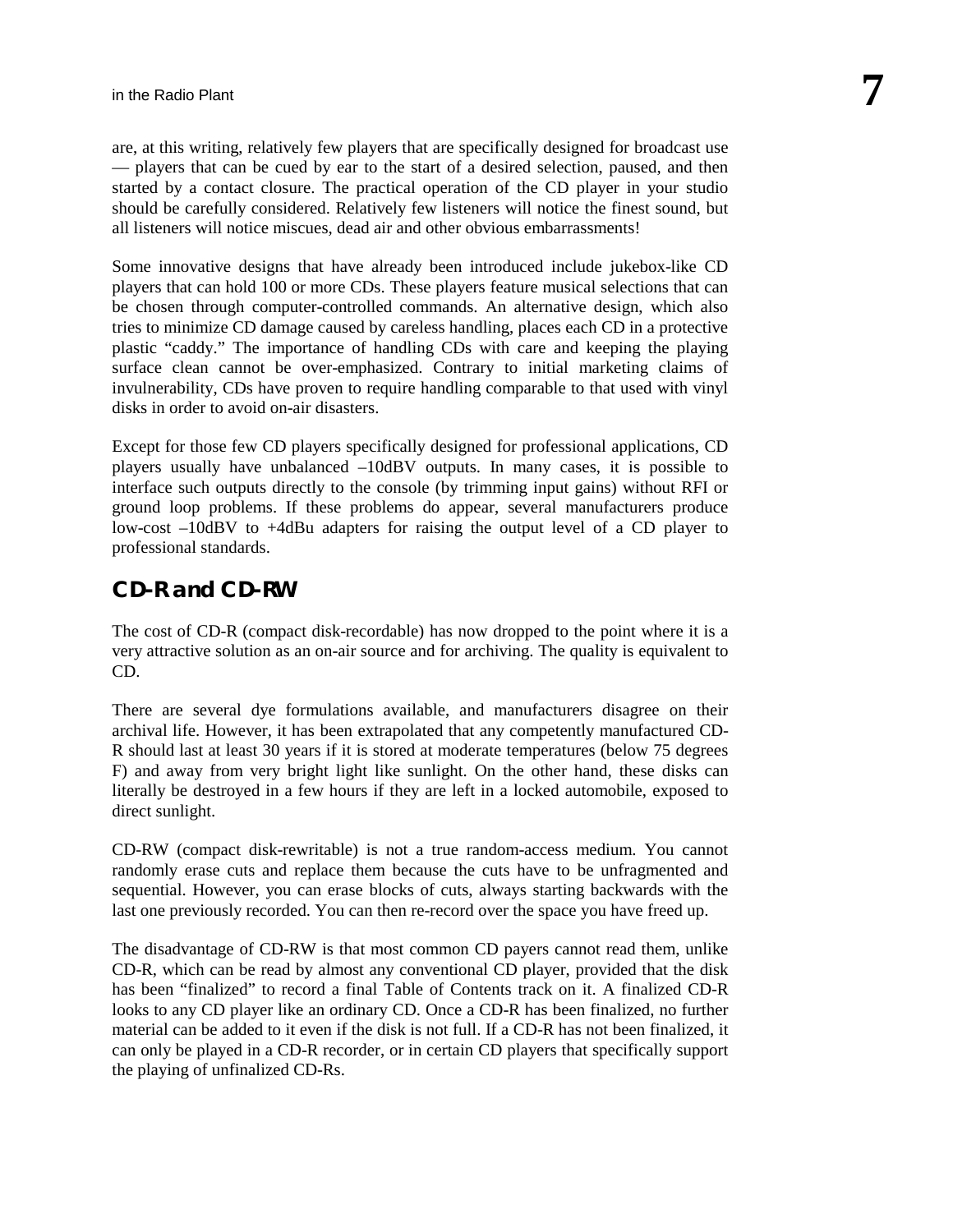are, at this writing, relatively few players that are specifically designed for broadcast use — players that can be cued by ear to the start of a desired selection, paused, and then started by a contact closure. The practical operation of the CD player in your studio should be carefully considered. Relatively few listeners will notice the finest sound, but all listeners will notice miscues, dead air and other obvious embarrassments!

Some innovative designs that have already been introduced include jukebox-like CD players that can hold 100 or more CDs. These players feature musical selections that can be chosen through computer-controlled commands. An alternative design, which also tries to minimize CD damage caused by careless handling, places each CD in a protective plastic "caddy." The importance of handling CDs with care and keeping the playing surface clean cannot be over-emphasized. Contrary to initial marketing claims of invulnerability, CDs have proven to require handling comparable to that used with vinyl disks in order to avoid on-air disasters.

Except for those few CD players specifically designed for professional applications, CD players usually have unbalanced –10dBV outputs. In many cases, it is possible to interface such outputs directly to the console (by trimming input gains) without RFI or ground loop problems. If these problems do appear, several manufacturers produce low-cost –10dBV to +4dBu adapters for raising the output level of a CD player to professional standards.

## CD-R and CD-RW

The cost of CD-R (compact disk-recordable) has now dropped to the point where it is a very attractive solution as an on-air source and for archiving. The quality is equivalent to CD.

There are several dye formulations available, and manufacturers disagree on their archival life. However, it has been extrapolated that any competently manufactured CD-R should last at least 30 years if it is stored at moderate temperatures (below 75 degrees F) and away from very bright light like sunlight. On the other hand, these disks can literally be destroyed in a few hours if they are left in a locked automobile, exposed to direct sunlight.

CD-RW (compact disk-rewritable) is not a true random-access medium. You cannot randomly erase cuts and replace them because the cuts have to be unfragmented and sequential. However, you can erase blocks of cuts, always starting backwards with the last one previously recorded. You can then re-record over the space you have freed up.

The disadvantage of CD-RW is that most common CD payers cannot read them, unlike CD-R, which can be read by almost any conventional CD player, provided that the disk has been "finalized" to record a final Table of Contents track on it. A finalized CD-R looks to any CD player like an ordinary CD. Once a CD-R has been finalized, no further material can be added to it even if the disk is not full. If a CD-R has not been finalized, it can only be played in a CD-R recorder, or in certain CD players that specifically support the playing of unfinalized CD-Rs.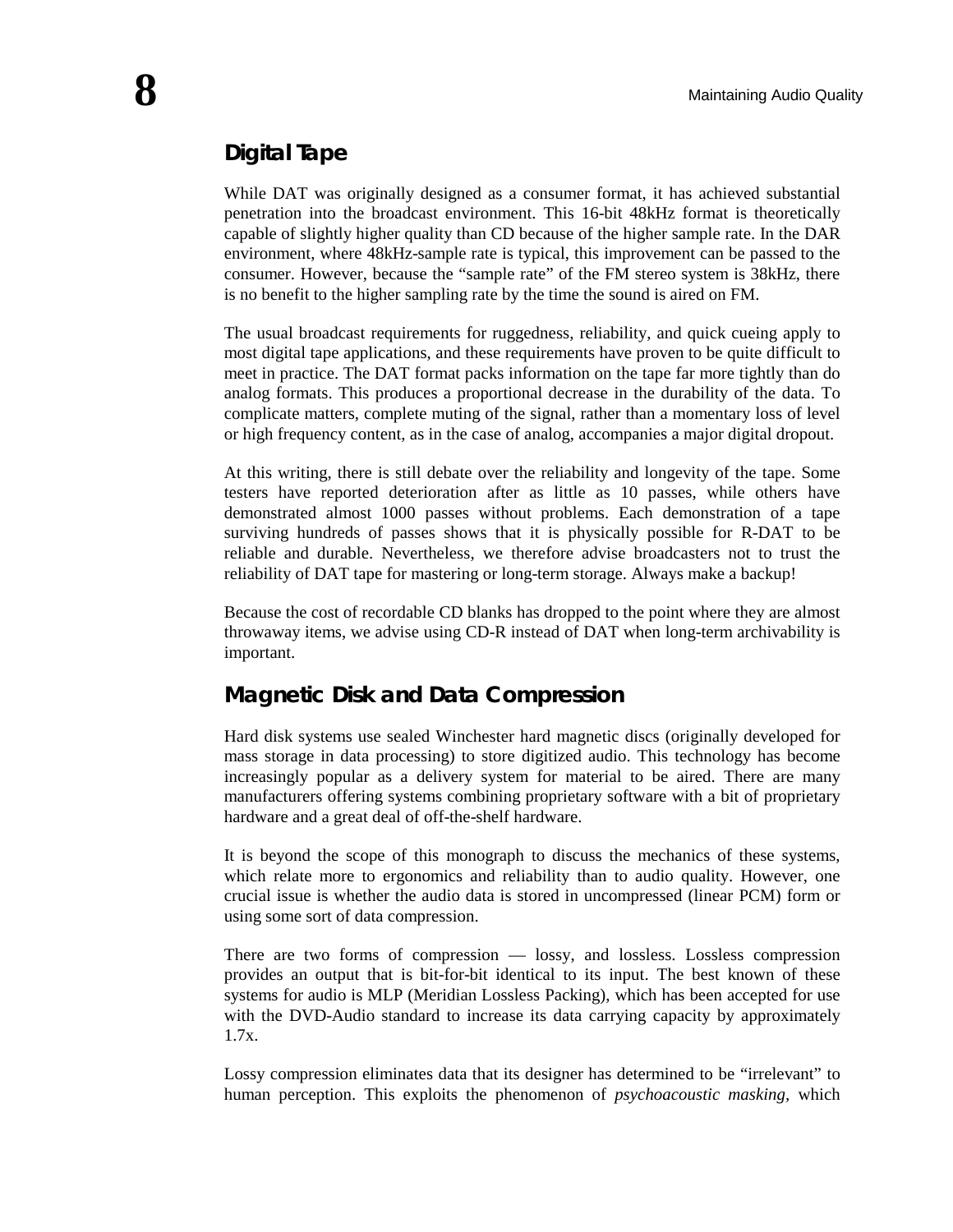## Digital Tape

While DAT was originally designed as a consumer format, it has achieved substantial penetration into the broadcast environment. This 16-bit 48kHz format is theoretically capable of slightly higher quality than CD because of the higher sample rate. In the DAR environment, where 48kHz-sample rate is typical, this improvement can be passed to the consumer. However, because the "sample rate" of the FM stereo system is 38kHz, there is no benefit to the higher sampling rate by the time the sound is aired on FM.

The usual broadcast requirements for ruggedness, reliability, and quick cueing apply to most digital tape applications, and these requirements have proven to be quite difficult to meet in practice. The DAT format packs information on the tape far more tightly than do analog formats. This produces a proportional decrease in the durability of the data. To complicate matters, complete muting of the signal, rather than a momentary loss of level or high frequency content, as in the case of analog, accompanies a major digital dropout.

At this writing, there is still debate over the reliability and longevity of the tape. Some testers have reported deterioration after as little as 10 passes, while others have demonstrated almost 1000 passes without problems. Each demonstration of a tape surviving hundreds of passes shows that it is physically possible for R-DAT to be reliable and durable. Nevertheless, we therefore advise broadcasters not to trust the reliability of DAT tape for mastering or long-term storage. Always make a backup!

Because the cost of recordable CD blanks has dropped to the point where they are almost throwaway items, we advise using CD-R instead of DAT when long-term archivability is important.

## Magnetic Disk and Data Compression

Hard disk systems use sealed Winchester hard magnetic discs (originally developed for mass storage in data processing) to store digitized audio. This technology has become increasingly popular as a delivery system for material to be aired. There are many manufacturers offering systems combining proprietary software with a bit of proprietary hardware and a great deal of off-the-shelf hardware.

It is beyond the scope of this monograph to discuss the mechanics of these systems, which relate more to ergonomics and reliability than to audio quality. However, one crucial issue is whether the audio data is stored in uncompressed (linear PCM) form or using some sort of data compression.

There are two forms of compression — lossy, and lossless. Lossless compression provides an output that is bit-for-bit identical to its input. The best known of these systems for audio is MLP (Meridian Lossless Packing), which has been accepted for use with the DVD-Audio standard to increase its data carrying capacity by approximately 1.7x.

Lossy compression eliminates data that its designer has determined to be "irrelevant" to human perception. This exploits the phenomenon of *psychoacoustic masking*, which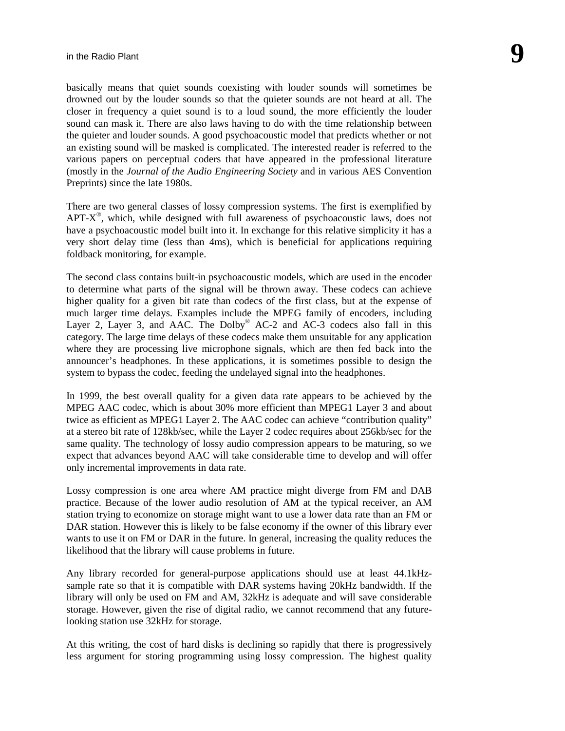basically means that quiet sounds coexisting with louder sounds will sometimes be drowned out by the louder sounds so that the quieter sounds are not heard at all. The closer in frequency a quiet sound is to a loud sound, the more efficiently the louder sound can mask it. There are also laws having to do with the time relationship between the quieter and louder sounds. A good psychoacoustic model that predicts whether or not an existing sound will be masked is complicated. The interested reader is referred to the various papers on perceptual coders that have appeared in the professional literature (mostly in the *Journal of the Audio Engineering Society* and in various AES Convention Preprints) since the late 1980s.

There are two general classes of lossy compression systems. The first is exemplified by APT-X®, which, while designed with full awareness of psychoacoustic laws, does not have a psychoacoustic model built into it. In exchange for this relative simplicity it has a very short delay time (less than 4ms), which is beneficial for applications requiring foldback monitoring, for example.

The second class contains built-in psychoacoustic models, which are used in the encoder to determine what parts of the signal will be thrown away. These codecs can achieve higher quality for a given bit rate than codecs of the first class, but at the expense of much larger time delays. Examples include the MPEG family of encoders, including Layer 2, Layer 3, and AAC. The Dolby® AC-2 and AC-3 codecs also fall in this category. The large time delays of these codecs make them unsuitable for any application where they are processing live microphone signals, which are then fed back into the announcer's headphones. In these applications, it is sometimes possible to design the system to bypass the codec, feeding the undelayed signal into the headphones.

In 1999, the best overall quality for a given data rate appears to be achieved by the MPEG AAC codec, which is about 30% more efficient than MPEG1 Layer 3 and about twice as efficient as MPEG1 Layer 2. The AAC codec can achieve "contribution quality" at a stereo bit rate of 128kb/sec, while the Layer 2 codec requires about 256kb/sec for the same quality. The technology of lossy audio compression appears to be maturing, so we expect that advances beyond AAC will take considerable time to develop and will offer only incremental improvements in data rate.

Lossy compression is one area where AM practice might diverge from FM and DAB practice. Because of the lower audio resolution of AM at the typical receiver, an AM station trying to economize on storage might want to use a lower data rate than an FM or DAR station. However this is likely to be false economy if the owner of this library ever wants to use it on FM or DAR in the future. In general, increasing the quality reduces the likelihood that the library will cause problems in future.

Any library recorded for general-purpose applications should use at least 44.1kHz-sample rate so that it is compatible with DAR systems having 20kHz bandwidth. If the library will only be used on FM and AM, 32kHz is adequate and will save considerable storage. However, given the rise of digital radio, we cannot recommend that any future-looking station use 32kHz for storage.

At this writing, the cost of hard disks is declining so rapidly that there is progressively less argument for storing programming using lossy compression. The highest quality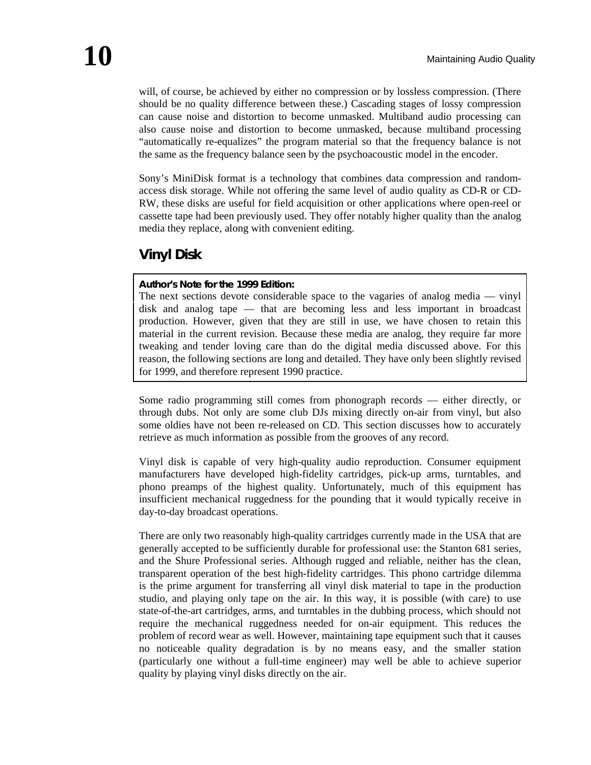will, of course, be achieved by either no compression or by lossless compression. (There should be no quality difference between these.) Cascading stages of lossy compression can cause noise and distortion to become unmasked. Multiband audio processing can also cause noise and distortion to become unmasked, because multiband processing "automatically re-equalizes" the program material so that the frequency balance is not the same as the frequency balance seen by the psychoacoustic model in the encoder.

Sony's MiniDisk format is a technology that combines data compression and random-access disk storage. While not offering the same level of audio quality as CD-R or CD-RW, these disks are useful for field acquisition or other applications where open-reel or cassette tape had been previously used. They offer notably higher quality than the analog media they replace, along with convenient editing.

## Vinyl Disk

**Author's Note for the 1999 Edition:**
The next sections devote considerable space to the vagaries of analog media — vinyl disk and analog tape — that are becoming less and less important in broadcast production. However, given that they are still in use, we have chosen to retain this material in the current revision. Because these media are analog, they require far more tweaking and tender loving care than do the digital media discussed above. For this reason, the following sections are long and detailed. They have only been slightly revised for 1999, and therefore represent 1990 practice.

Some radio programming still comes from phonograph records — either directly, or through dubs. Not only are some club DJs mixing directly on-air from vinyl, but also some oldies have not been re-released on CD. This section discusses how to accurately retrieve as much information as possible from the grooves of any record.

Vinyl disk is capable of very high-quality audio reproduction. Consumer equipment manufacturers have developed high-fidelity cartridges, pick-up arms, turntables, and phono preamps of the highest quality. Unfortunately, much of this equipment has insufficient mechanical ruggedness for the pounding that it would typically receive in day-to-day broadcast operations.

There are only two reasonably high-quality cartridges currently made in the USA that are generally accepted to be sufficiently durable for professional use: the Stanton 681 series, and the Shure Professional series. Although rugged and reliable, neither has the clean, transparent operation of the best high-fidelity cartridges. This phono cartridge dilemma is the prime argument for transferring all vinyl disk material to tape in the production studio, and playing only tape on the air. In this way, it is possible (with care) to use state-of-the-art cartridges, arms, and turntables in the dubbing process, which should not require the mechanical ruggedness needed for on-air equipment. This reduces the problem of record wear as well. However, maintaining tape equipment such that it causes no noticeable quality degradation is by no means easy, and the smaller station (particularly one without a full-time engineer) may well be able to achieve superior quality by playing vinyl disks directly on the air.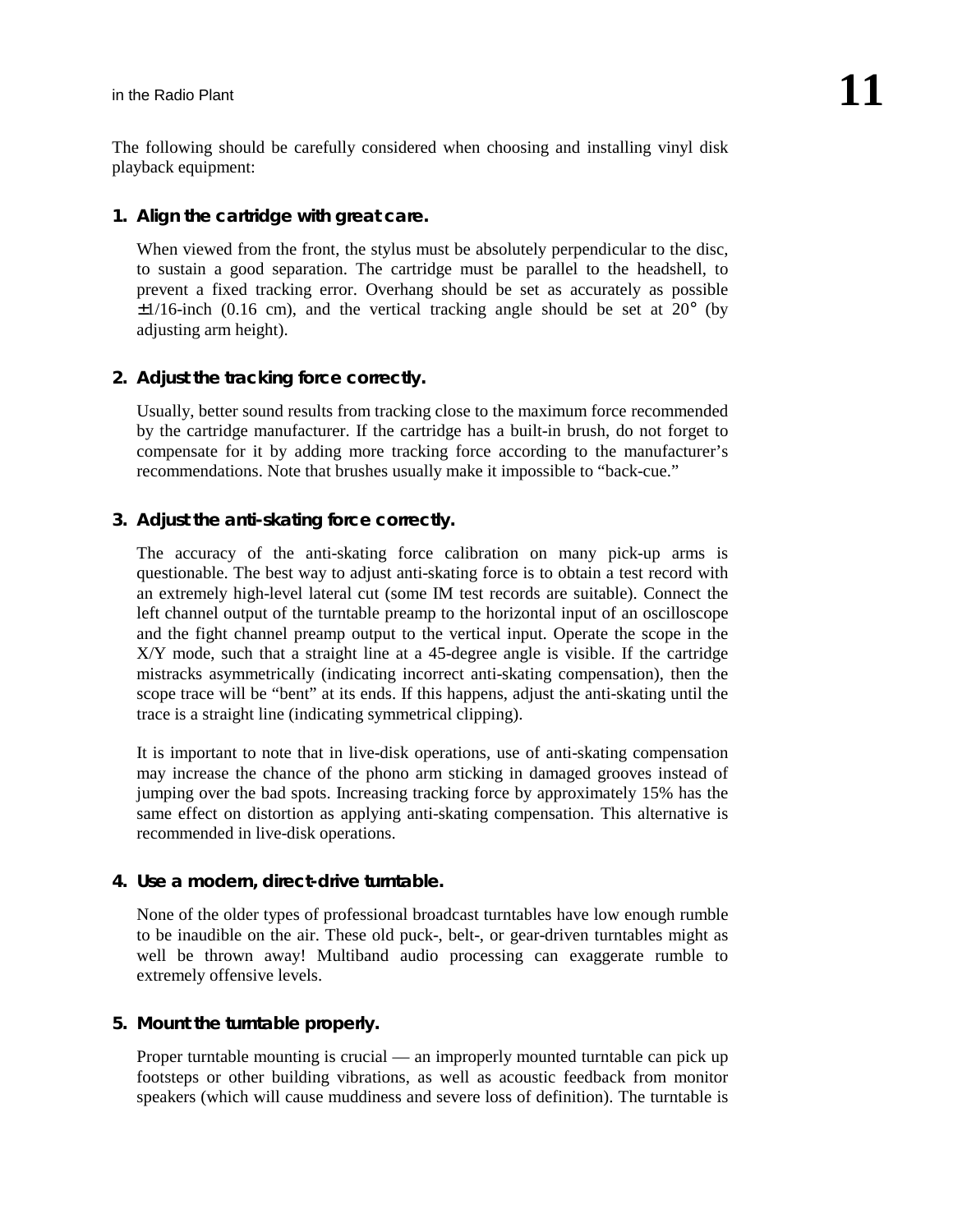The following should be carefully considered when choosing and installing vinyl disk playback equipment:

1. **Align the cartridge with great care.**

   When viewed from the front, the stylus must be absolutely perpendicular to the disc, to sustain a good separation. The cartridge must be parallel to the headshell, to prevent a fixed tracking error. Overhang should be set as accurately as possible ±1/16-inch (0.16 cm), and the vertical tracking angle should be set at 20° (by adjusting arm height).

2. **Adjust the tracking force correctly.**

   Usually, better sound results from tracking close to the maximum force recommended by the cartridge manufacturer. If the cartridge has a built-in brush, do not forget to compensate for it by adding more tracking force according to the manufacturer's recommendations. Note that brushes usually make it impossible to "back-cue."

3. **Adjust the anti-skating force correctly.**

   The accuracy of the anti-skating force calibration on many pick-up arms is questionable. The best way to adjust anti-skating force is to obtain a test record with an extremely high-level lateral cut (some IM test records are suitable). Connect the left channel output of the turntable preamp to the horizontal input of an oscilloscope and the fight channel preamp output to the vertical input. Operate the scope in the X/Y mode, such that a straight line at a 45-degree angle is visible. If the cartridge mistracks asymmetrically (indicating incorrect anti-skating compensation), then the scope trace will be "bent" at its ends. If this happens, adjust the anti-skating until the trace is a straight line (indicating symmetrical clipping).

   It is important to note that in live-disk operations, use of anti-skating compensation may increase the chance of the phono arm sticking in damaged grooves instead of jumping over the bad spots. Increasing tracking force by approximately 15% has the same effect on distortion as applying anti-skating compensation. This alternative is recommended in live-disk operations.

4. **Use a modern, direct-drive turntable.**

   None of the older types of professional broadcast turntables have low enough rumble to be inaudible on the air. These old puck-, belt-, or gear-driven turntables might as well be thrown away! Multiband audio processing can exaggerate rumble to extremely offensive levels.

5. **Mount the turntable properly.**

   Proper turntable mounting is crucial — an improperly mounted turntable can pick up footsteps or other building vibrations, as well as acoustic feedback from monitor speakers (which will cause muddiness and severe loss of definition). The turntable is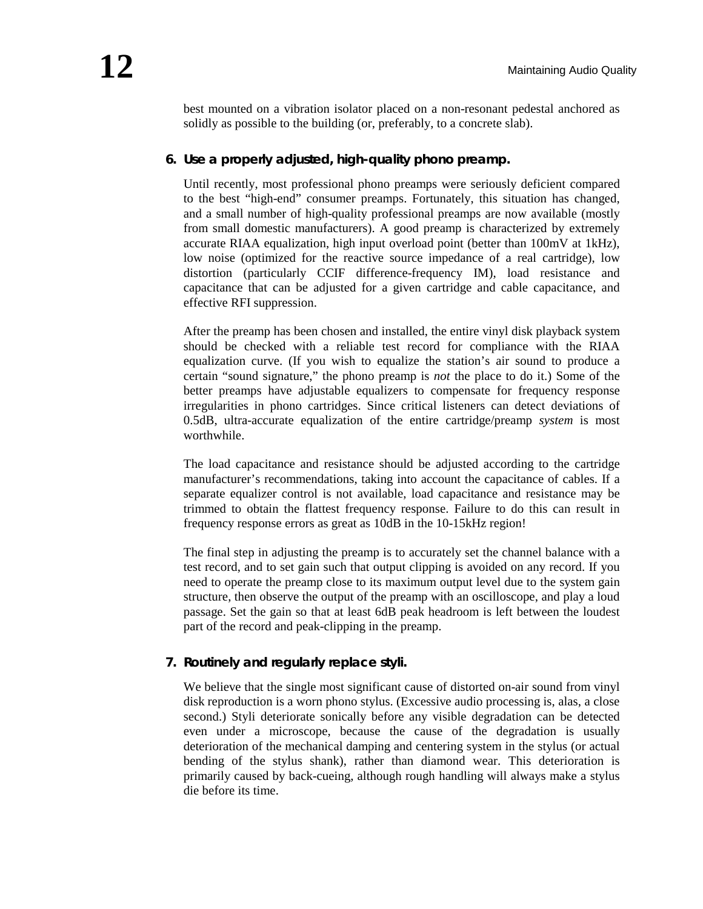best mounted on a vibration isolator placed on a non-resonant pedestal anchored as solidly as possible to the building (or, preferably, to a concrete slab).

### 6. Use a properly adjusted, high-quality phono preamp.

Until recently, most professional phono preamps were seriously deficient compared to the best "high-end" consumer preamps. Fortunately, this situation has changed, and a small number of high-quality professional preamps are now available (mostly from small domestic manufacturers). A good preamp is characterized by extremely accurate RIAA equalization, high input overload point (better than 100mV at 1kHz), low noise (optimized for the reactive source impedance of a real cartridge), low distortion (particularly CCIF difference-frequency IM), load resistance and capacitance that can be adjusted for a given cartridge and cable capacitance, and effective RFI suppression.

After the preamp has been chosen and installed, the entire vinyl disk playback system should be checked with a reliable test record for compliance with the RIAA equalization curve. (If you wish to equalize the station's air sound to produce a certain "sound signature," the phono preamp is *not* the place to do it.) Some of the better preamps have adjustable equalizers to compensate for frequency response irregularities in phono cartridges. Since critical listeners can detect deviations of 0.5dB, ultra-accurate equalization of the entire cartridge/preamp *system* is most worthwhile.

The load capacitance and resistance should be adjusted according to the cartridge manufacturer's recommendations, taking into account the capacitance of cables. If a separate equalizer control is not available, load capacitance and resistance may be trimmed to obtain the flattest frequency response. Failure to do this can result in frequency response errors as great as 10dB in the 10-15kHz region!

The final step in adjusting the preamp is to accurately set the channel balance with a test record, and to set gain such that output clipping is avoided on any record. If you need to operate the preamp close to its maximum output level due to the system gain structure, then observe the output of the preamp with an oscilloscope, and play a loud passage. Set the gain so that at least 6dB peak headroom is left between the loudest part of the record and peak-clipping in the preamp.

### 7. Routinely and regularly replace styli.

We believe that the single most significant cause of distorted on-air sound from vinyl disk reproduction is a worn phono stylus. (Excessive audio processing is, alas, a close second.) Styli deteriorate sonically before any visible degradation can be detected even under a microscope, because the cause of the degradation is usually deterioration of the mechanical damping and centering system in the stylus (or actual bending of the stylus shank), rather than diamond wear. This deterioration is primarily caused by back-cueing, although rough handling will always make a stylus die before its time.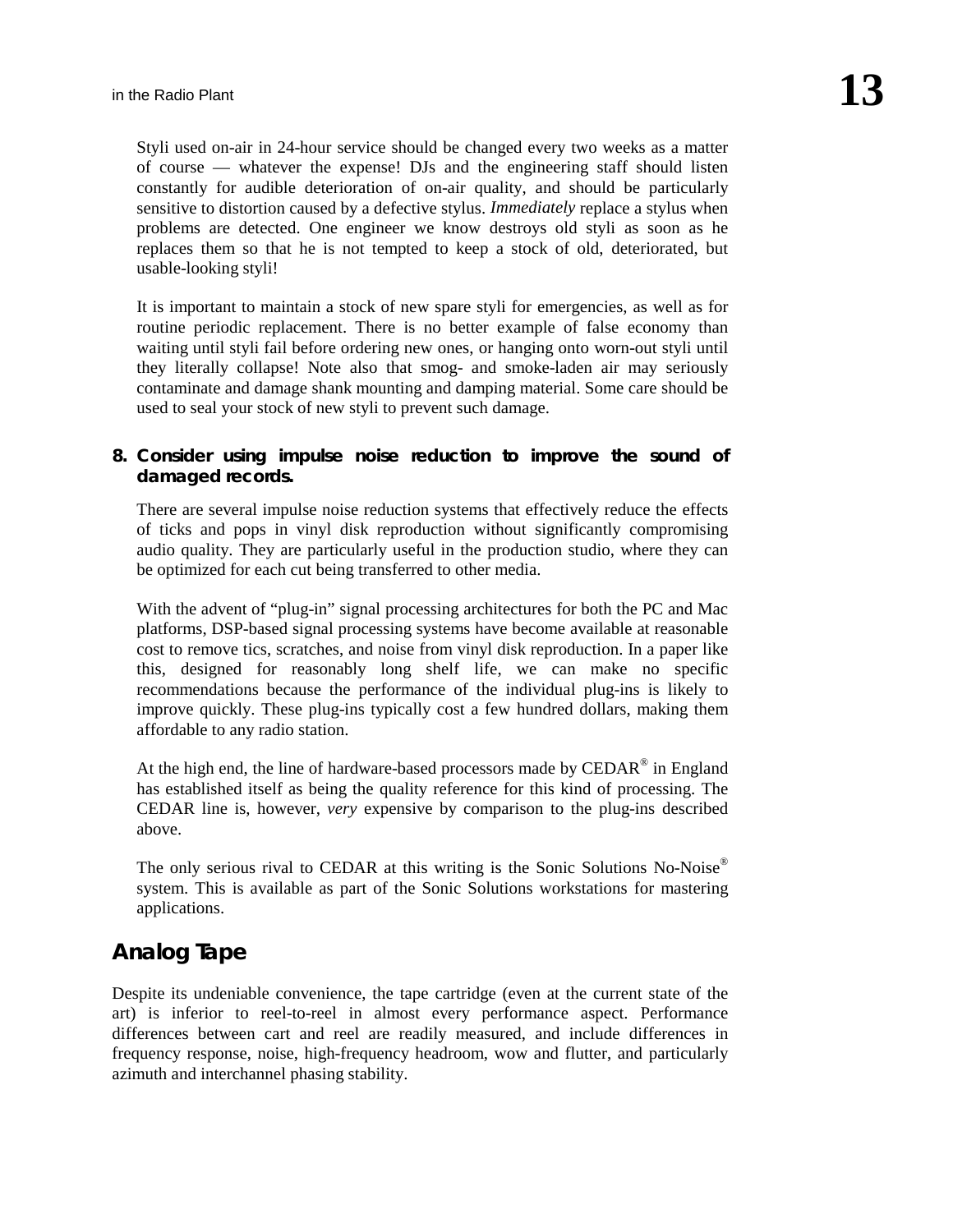Styli used on-air in 24-hour service should be changed every two weeks as a matter of course — whatever the expense! DJs and the engineering staff should listen constantly for audible deterioration of on-air quality, and should be particularly sensitive to distortion caused by a defective stylus. *Immediately* replace a stylus when problems are detected. One engineer we know destroys old styli as soon as he replaces them so that he is not tempted to keep a stock of old, deteriorated, but usable-looking styli!

It is important to maintain a stock of new spare styli for emergencies, as well as for routine periodic replacement. There is no better example of false economy than waiting until styli fail before ordering new ones, or hanging onto worn-out styli until they literally collapse! Note also that smog- and smoke-laden air may seriously contaminate and damage shank mounting and damping material. Some care should be used to seal your stock of new styli to prevent such damage.

**8. Consider using impulse noise reduction to improve the sound of damaged records.**

There are several impulse noise reduction systems that effectively reduce the effects of ticks and pops in vinyl disk reproduction without significantly compromising audio quality. They are particularly useful in the production studio, where they can be optimized for each cut being transferred to other media.

With the advent of "plug-in" signal processing architectures for both the PC and Mac platforms, DSP-based signal processing systems have become available at reasonable cost to remove tics, scratches, and noise from vinyl disk reproduction. In a paper like this, designed for reasonably long shelf life, we can make no specific recommendations because the performance of the individual plug-ins is likely to improve quickly. These plug-ins typically cost a few hundred dollars, making them affordable to any radio station.

At the high end, the line of hardware-based processors made by CEDAR® in England has established itself as being the quality reference for this kind of processing. The CEDAR line is, however, *very* expensive by comparison to the plug-ins described above.

The only serious rival to CEDAR at this writing is the Sonic Solutions No-Noise® system. This is available as part of the Sonic Solutions workstations for mastering applications.

## Analog Tape

Despite its undeniable convenience, the tape cartridge (even at the current state of the art) is inferior to reel-to-reel in almost every performance aspect. Performance differences between cart and reel are readily measured, and include differences in frequency response, noise, high-frequency headroom, wow and flutter, and particularly azimuth and interchannel phasing stability.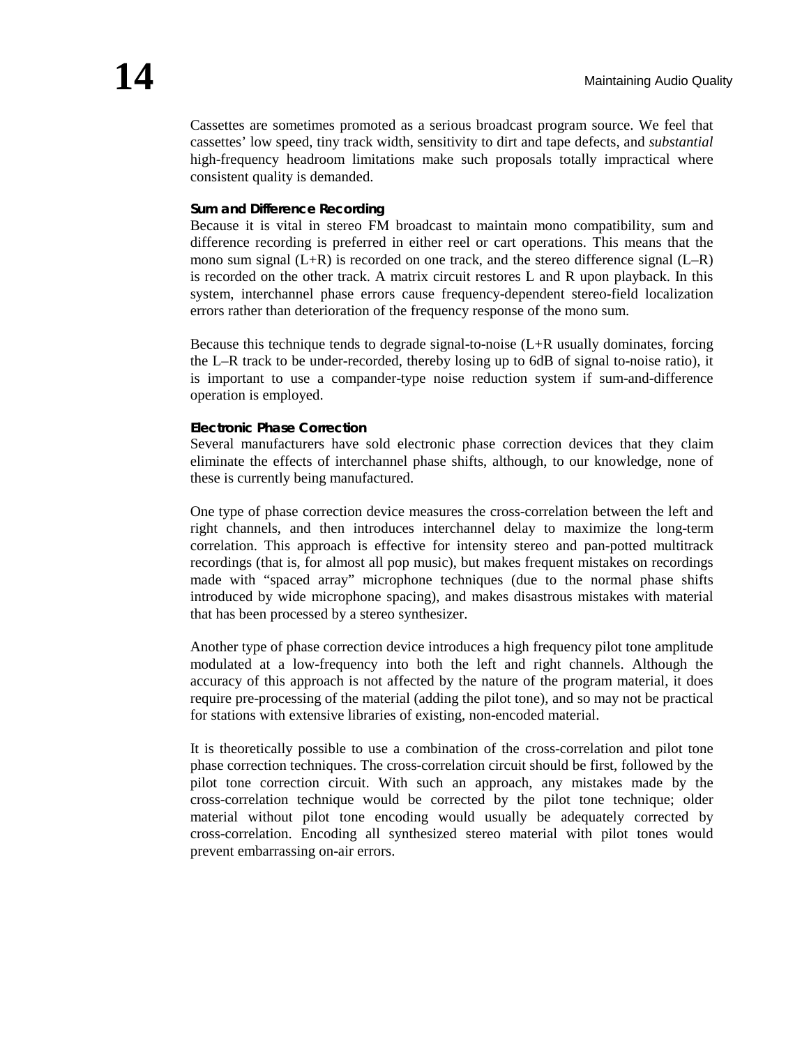Cassettes are sometimes promoted as a serious broadcast program source. We feel that cassettes' low speed, tiny track width, sensitivity to dirt and tape defects, and *substantial* high-frequency headroom limitations make such proposals totally impractical where consistent quality is demanded.

### Sum and Difference Recording

Because it is vital in stereo FM broadcast to maintain mono compatibility, sum and difference recording is preferred in either reel or cart operations. This means that the mono sum signal (L+R) is recorded on one track, and the stereo difference signal (L–R) is recorded on the other track. A matrix circuit restores L and R upon playback. In this system, interchannel phase errors cause frequency-dependent stereo-field localization errors rather than deterioration of the frequency response of the mono sum.

Because this technique tends to degrade signal-to-noise (L+R usually dominates, forcing the L–R track to be under-recorded, thereby losing up to 6dB of signal to-noise ratio), it is important to use a compander-type noise reduction system if sum-and-difference operation is employed.

### Electronic Phase Correction

Several manufacturers have sold electronic phase correction devices that they claim eliminate the effects of interchannel phase shifts, although, to our knowledge, none of these is currently being manufactured.

One type of phase correction device measures the cross-correlation between the left and right channels, and then introduces interchannel delay to maximize the long-term correlation. This approach is effective for intensity stereo and pan-potted multitrack recordings (that is, for almost all pop music), but makes frequent mistakes on recordings made with "spaced array" microphone techniques (due to the normal phase shifts introduced by wide microphone spacing), and makes disastrous mistakes with material that has been processed by a stereo synthesizer.

Another type of phase correction device introduces a high frequency pilot tone amplitude modulated at a low-frequency into both the left and right channels. Although the accuracy of this approach is not affected by the nature of the program material, it does require pre-processing of the material (adding the pilot tone), and so may not be practical for stations with extensive libraries of existing, non-encoded material.

It is theoretically possible to use a combination of the cross-correlation and pilot tone phase correction techniques. The cross-correlation circuit should be first, followed by the pilot tone correction circuit. With such an approach, any mistakes made by the cross-correlation technique would be corrected by the pilot tone technique; older material without pilot tone encoding would usually be adequately corrected by cross-correlation. Encoding all synthesized stereo material with pilot tones would prevent embarrassing on-air errors.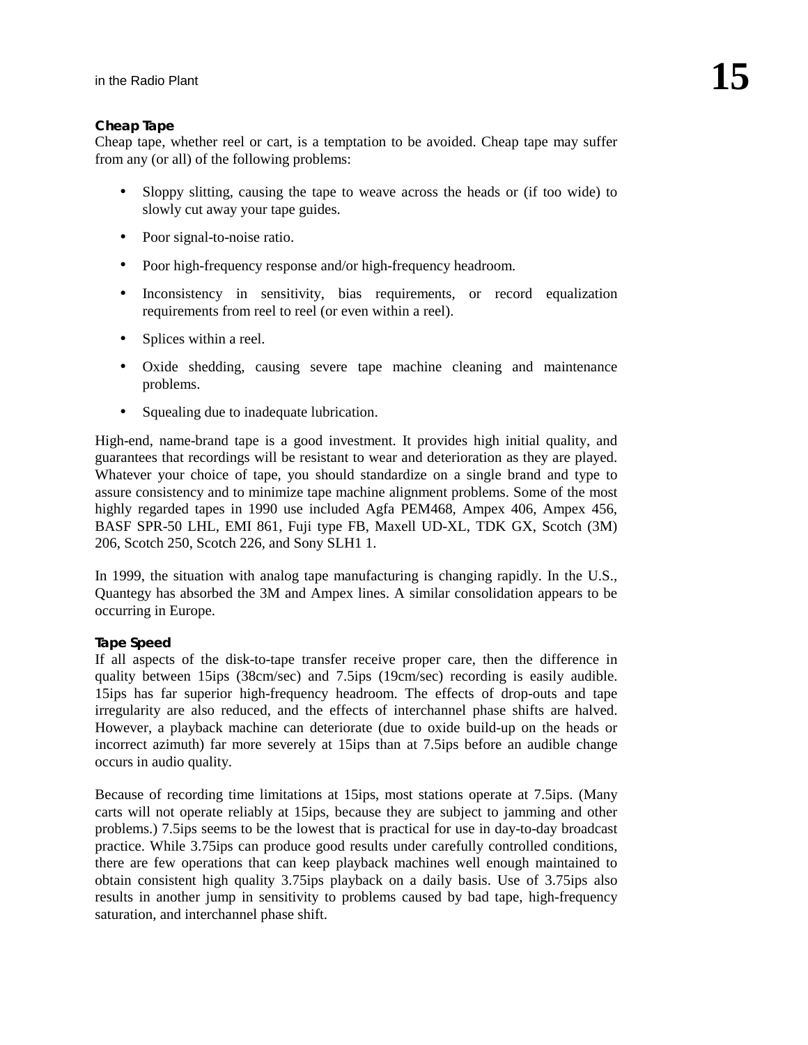### Cheap Tape

Cheap tape, whether reel or cart, is a temptation to be avoided. Cheap tape may suffer from any (or all) of the following problems:

- Sloppy slitting, causing the tape to weave across the heads or (if too wide) to slowly cut away your tape guides.
- Poor signal-to-noise ratio.
- Poor high-frequency response and/or high-frequency headroom.
- Inconsistency in sensitivity, bias requirements, or record equalization requirements from reel to reel (or even within a reel).
- Splices within a reel.
- Oxide shedding, causing severe tape machine cleaning and maintenance problems.
- Squealing due to inadequate lubrication.

High-end, name-brand tape is a good investment. It provides high initial quality, and guarantees that recordings will be resistant to wear and deterioration as they are played. Whatever your choice of tape, you should standardize on a single brand and type to assure consistency and to minimize tape machine alignment problems. Some of the most highly regarded tapes in 1990 use included Agfa PEM468, Ampex 406, Ampex 456, BASF SPR-50 LHL, EMI 861, Fuji type FB, Maxell UD-XL, TDK GX, Scotch (3M) 206, Scotch 250, Scotch 226, and Sony SLH1 1.

In 1999, the situation with analog tape manufacturing is changing rapidly. In the U.S., Quantegy has absorbed the 3M and Ampex lines. A similar consolidation appears to be occurring in Europe.

### Tape Speed

If all aspects of the disk-to-tape transfer receive proper care, then the difference in quality between 15ips (38cm/sec) and 7.5ips (19cm/sec) recording is easily audible. 15ips has far superior high-frequency headroom. The effects of drop-outs and tape irregularity are also reduced, and the effects of interchannel phase shifts are halved. However, a playback machine can deteriorate (due to oxide build-up on the heads or incorrect azimuth) far more severely at 15ips than at 7.5ips before an audible change occurs in audio quality.

Because of recording time limitations at 15ips, most stations operate at 7.5ips. (Many carts will not operate reliably at 15ips, because they are subject to jamming and other problems.) 7.5ips seems to be the lowest that is practical for use in day-to-day broadcast practice. While 3.75ips can produce good results under carefully controlled conditions, there are few operations that can keep playback machines well enough maintained to obtain consistent high quality 3.75ips playback on a daily basis. Use of 3.75ips also results in another jump in sensitivity to problems caused by bad tape, high-frequency saturation, and interchannel phase shift.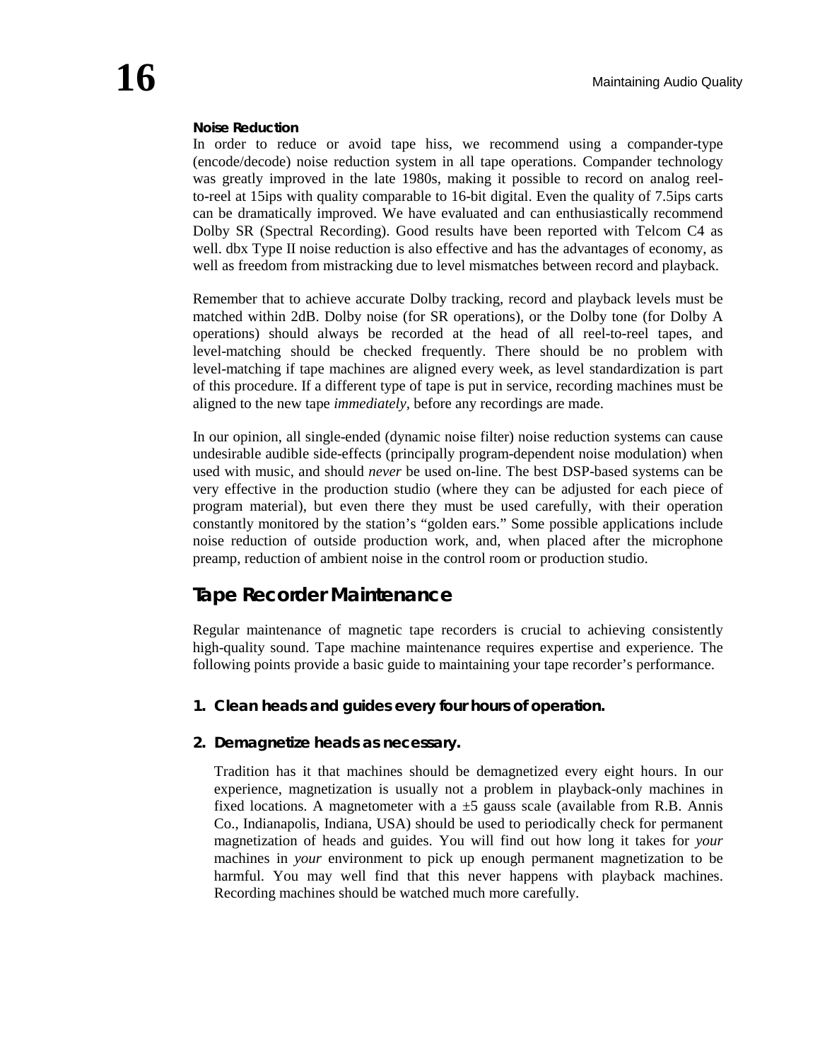**Noise Reduction**

In order to reduce or avoid tape hiss, we recommend using a compander-type (encode/decode) noise reduction system in all tape operations. Compander technology was greatly improved in the late 1980s, making it possible to record on analog reel-to-reel at 15ips with quality comparable to 16-bit digital. Even the quality of 7.5ips carts can be dramatically improved. We have evaluated and can enthusiastically recommend Dolby SR (Spectral Recording). Good results have been reported with Telcom C4 as well. dbx Type II noise reduction is also effective and has the advantages of economy, as well as freedom from mistracking due to level mismatches between record and playback.

Remember that to achieve accurate Dolby tracking, record and playback levels must be matched within 2dB. Dolby noise (for SR operations), or the Dolby tone (for Dolby A operations) should always be recorded at the head of all reel-to-reel tapes, and level-matching should be checked frequently. There should be no problem with level-matching if tape machines are aligned every week, as level standardization is part of this procedure. If a different type of tape is put in service, recording machines must be aligned to the new tape *immediately*, before any recordings are made.

In our opinion, all single-ended (dynamic noise filter) noise reduction systems can cause undesirable audible side-effects (principally program-dependent noise modulation) when used with music, and should *never* be used on-line. The best DSP-based systems can be very effective in the production studio (where they can be adjusted for each piece of program material), but even there they must be used carefully, with their operation constantly monitored by the station's "golden ears." Some possible applications include noise reduction of outside production work, and, when placed after the microphone preamp, reduction of ambient noise in the control room or production studio.

## Tape Recorder Maintenance

Regular maintenance of magnetic tape recorders is crucial to achieving consistently high-quality sound. Tape machine maintenance requires expertise and experience. The following points provide a basic guide to maintaining your tape recorder's performance.

1. **Clean heads and guides every four hours of operation.**

2. **Demagnetize heads as necessary.**

   Tradition has it that machines should be demagnetized every eight hours. In our experience, magnetization is usually not a problem in playback-only machines in fixed locations. A magnetometer with a ±5 gauss scale (available from R.B. Annis Co., Indianapolis, Indiana, USA) should be used to periodically check for permanent magnetization of heads and guides. You will find out how long it takes for *your* machines in *your* environment to pick up enough permanent magnetization to be harmful. You may well find that this never happens with playback machines. Recording machines should be watched much more carefully.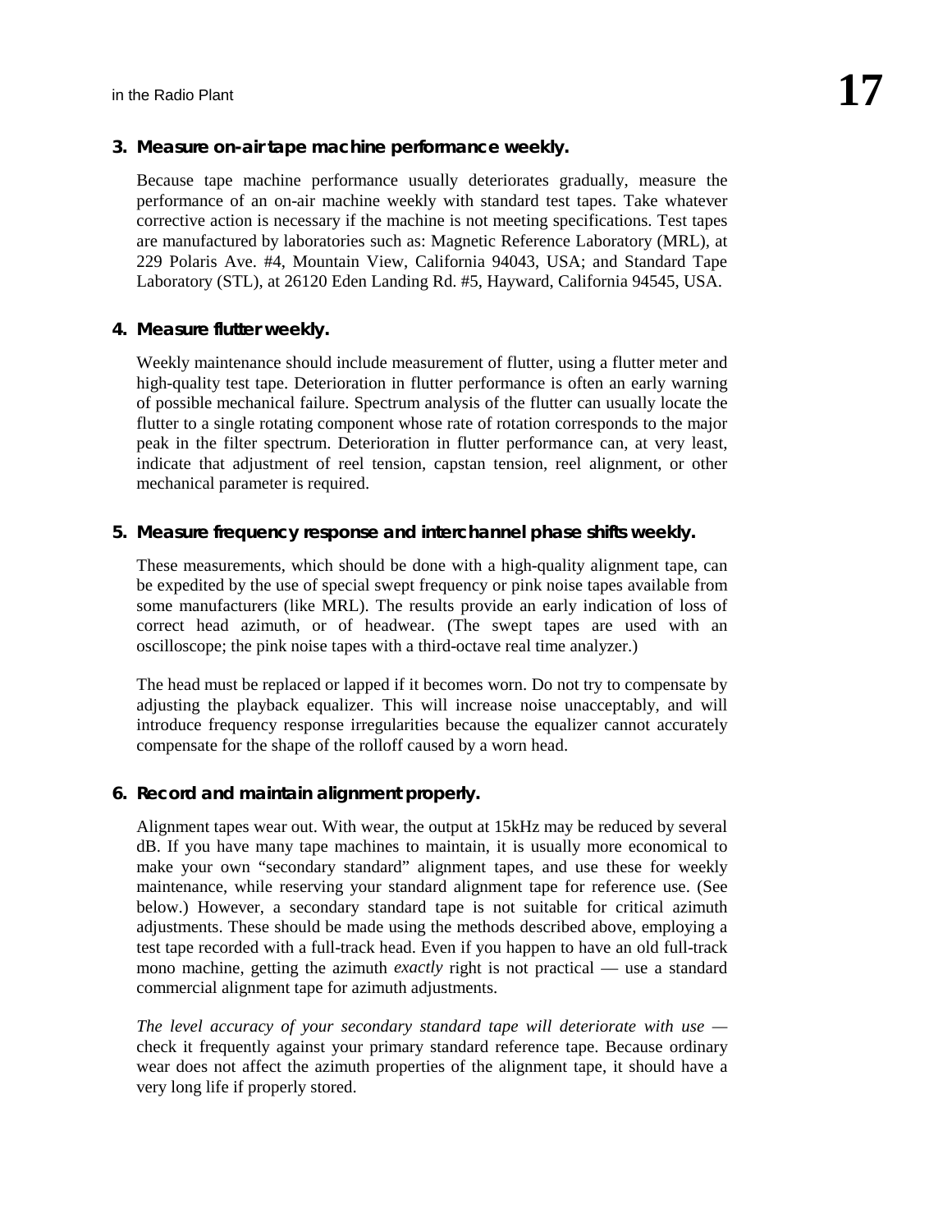### 3. Measure on-air tape machine performance weekly.

Because tape machine performance usually deteriorates gradually, measure the performance of an on-air machine weekly with standard test tapes. Take whatever corrective action is necessary if the machine is not meeting specifications. Test tapes are manufactured by laboratories such as: Magnetic Reference Laboratory (MRL), at 229 Polaris Ave. #4, Mountain View, California 94043, USA; and Standard Tape Laboratory (STL), at 26120 Eden Landing Rd. #5, Hayward, California 94545, USA.

### 4. Measure flutter weekly.

Weekly maintenance should include measurement of flutter, using a flutter meter and high-quality test tape. Deterioration in flutter performance is often an early warning of possible mechanical failure. Spectrum analysis of the flutter can usually locate the flutter to a single rotating component whose rate of rotation corresponds to the major peak in the filter spectrum. Deterioration in flutter performance can, at very least, indicate that adjustment of reel tension, capstan tension, reel alignment, or other mechanical parameter is required.

### 5. Measure frequency response and interchannel phase shifts weekly.

These measurements, which should be done with a high-quality alignment tape, can be expedited by the use of special swept frequency or pink noise tapes available from some manufacturers (like MRL). The results provide an early indication of loss of correct head azimuth, or of headwear. (The swept tapes are used with an oscilloscope; the pink noise tapes with a third-octave real time analyzer.)

The head must be replaced or lapped if it becomes worn. Do not try to compensate by adjusting the playback equalizer. This will increase noise unacceptably, and will introduce frequency response irregularities because the equalizer cannot accurately compensate for the shape of the rolloff caused by a worn head.

### 6. Record and maintain alignment properly.

Alignment tapes wear out. With wear, the output at 15kHz may be reduced by several dB. If you have many tape machines to maintain, it is usually more economical to make your own "secondary standard" alignment tapes, and use these for weekly maintenance, while reserving your standard alignment tape for reference use. (See below.) However, a secondary standard tape is not suitable for critical azimuth adjustments. These should be made using the methods described above, employing a test tape recorded with a full-track head. Even if you happen to have an old full-track mono machine, getting the azimuth *exactly* right is not practical — use a standard commercial alignment tape for azimuth adjustments.

*The level accuracy of your secondary standard tape will deteriorate with use* — check it frequently against your primary standard reference tape. Because ordinary wear does not affect the azimuth properties of the alignment tape, it should have a very long life if properly stored.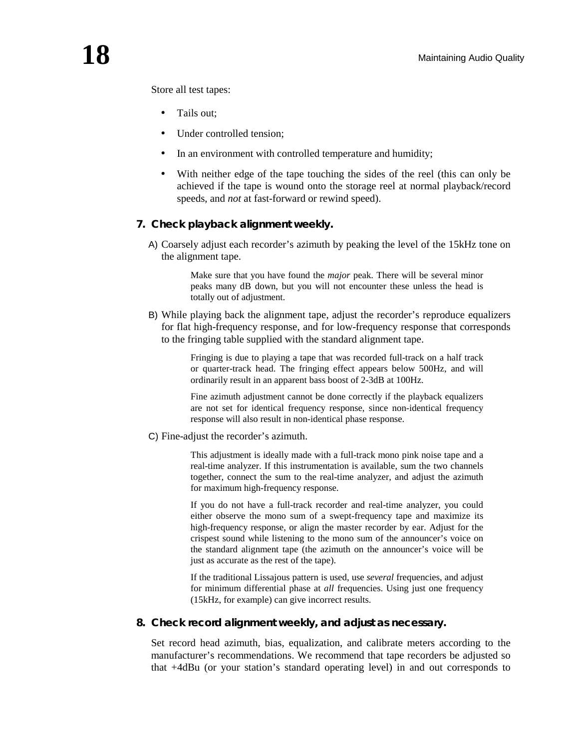Store all test tapes:

- Tails out;
- Under controlled tension;
- In an environment with controlled temperature and humidity;
- With neither edge of the tape touching the sides of the reel (this can only be achieved if the tape is wound onto the storage reel at normal playback/record speeds, and *not* at fast-forward or rewind speed).

### 7. Check playback alignment weekly.

A) Coarsely adjust each recorder's azimuth by peaking the level of the 15kHz tone on the alignment tape.

> Make sure that you have found the *major* peak. There will be several minor peaks many dB down, but you will not encounter these unless the head is totally out of adjustment.

B) While playing back the alignment tape, adjust the recorder's reproduce equalizers for flat high-frequency response, and for low-frequency response that corresponds to the fringing table supplied with the standard alignment tape.

> Fringing is due to playing a tape that was recorded full-track on a half track or quarter-track head. The fringing effect appears below 500Hz, and will ordinarily result in an apparent bass boost of 2-3dB at 100Hz.
>
> Fine azimuth adjustment cannot be done correctly if the playback equalizers are not set for identical frequency response, since non-identical frequency response will also result in non-identical phase response.

C) Fine-adjust the recorder's azimuth.

> This adjustment is ideally made with a full-track mono pink noise tape and a real-time analyzer. If this instrumentation is available, sum the two channels together, connect the sum to the real-time analyzer, and adjust the azimuth for maximum high-frequency response.
>
> If you do not have a full-track recorder and real-time analyzer, you could either observe the mono sum of a swept-frequency tape and maximize its high-frequency response, or align the master recorder by ear. Adjust for the crispest sound while listening to the mono sum of the announcer's voice on the standard alignment tape (the azimuth on the announcer's voice will be just as accurate as the rest of the tape).
>
> If the traditional Lissajous pattern is used, use *several* frequencies, and adjust for minimum differential phase at *all* frequencies. Using just one frequency (15kHz, for example) can give incorrect results.

### 8. Check record alignment weekly, and adjust as necessary.

Set record head azimuth, bias, equalization, and calibrate meters according to the manufacturer's recommendations. We recommend that tape recorders be adjusted so that +4dBu (or your station's standard operating level) in and out corresponds to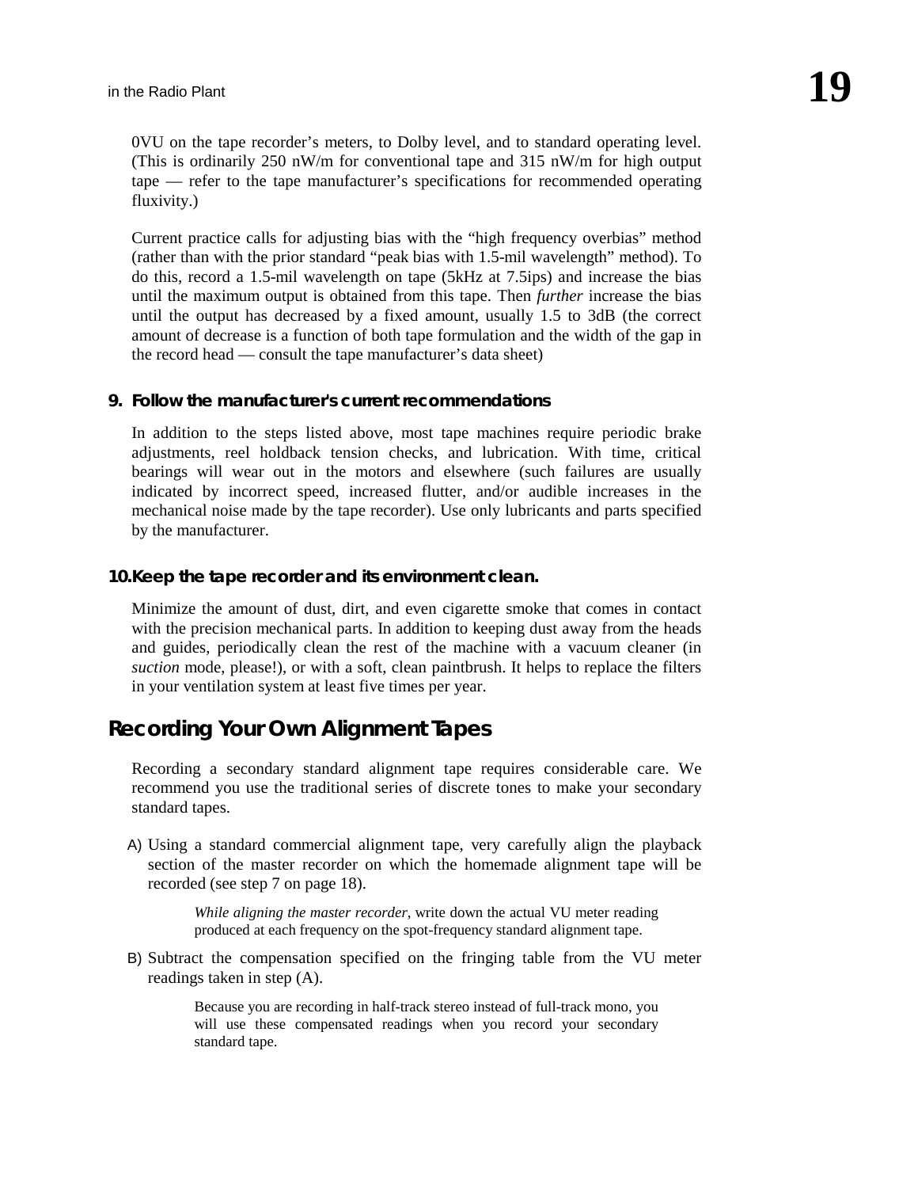0VU on the tape recorder's meters, to Dolby level, and to standard operating level. (This is ordinarily 250 nW/m for conventional tape and 315 nW/m for high output tape — refer to the tape manufacturer's specifications for recommended operating fluxivity.)

Current practice calls for adjusting bias with the "high frequency overbias" method (rather than with the prior standard "peak bias with 1.5-mil wavelength" method). To do this, record a 1.5-mil wavelength on tape (5kHz at 7.5ips) and increase the bias until the maximum output is obtained from this tape. Then *further* increase the bias until the output has decreased by a fixed amount, usually 1.5 to 3dB (the correct amount of decrease is a function of both tape formulation and the width of the gap in the record head — consult the tape manufacturer's data sheet)

**9. Follow the manufacturer's current recommendations**

In addition to the steps listed above, most tape machines require periodic brake adjustments, reel holdback tension checks, and lubrication. With time, critical bearings will wear out in the motors and elsewhere (such failures are usually indicated by incorrect speed, increased flutter, and/or audible increases in the mechanical noise made by the tape recorder). Use only lubricants and parts specified by the manufacturer.

**10. Keep the tape recorder and its environment clean.**

Minimize the amount of dust, dirt, and even cigarette smoke that comes in contact with the precision mechanical parts. In addition to keeping dust away from the heads and guides, periodically clean the rest of the machine with a vacuum cleaner (in *suction* mode, please!), or with a soft, clean paintbrush. It helps to replace the filters in your ventilation system at least five times per year.

## Recording Your Own Alignment Tapes

Recording a secondary standard alignment tape requires considerable care. We recommend you use the traditional series of discrete tones to make your secondary standard tapes.

A) Using a standard commercial alignment tape, very carefully align the playback section of the master recorder on which the homemade alignment tape will be recorded (see step 7 on page 18).

> *While aligning the master recorder,* write down the actual VU meter reading produced at each frequency on the spot-frequency standard alignment tape.

B) Subtract the compensation specified on the fringing table from the VU meter readings taken in step (A).

> Because you are recording in half-track stereo instead of full-track mono, you will use these compensated readings when you record your secondary standard tape.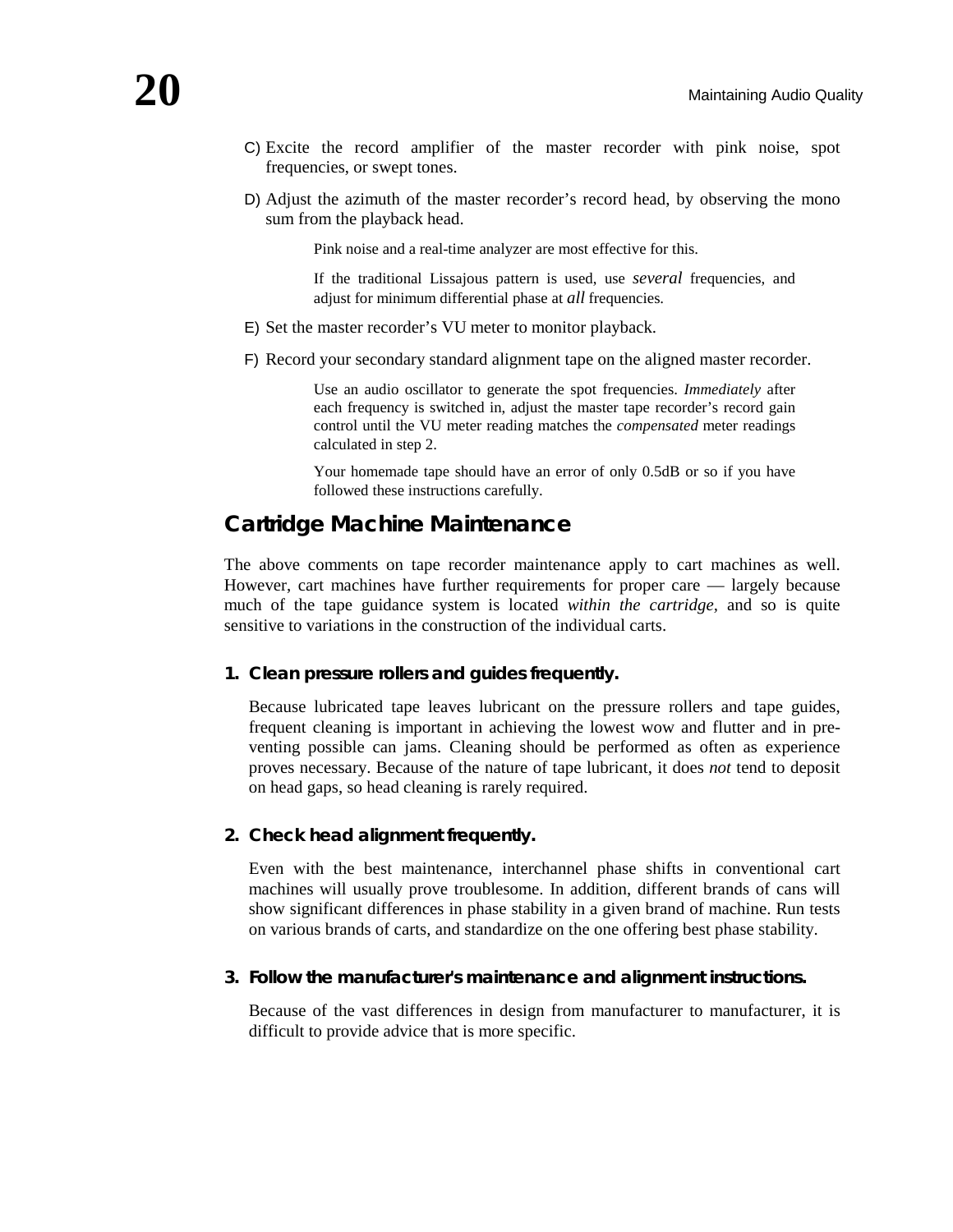C) Excite the record amplifier of the master recorder with pink noise, spot frequencies, or swept tones.

D) Adjust the azimuth of the master recorder's record head, by observing the mono sum from the playback head.

> Pink noise and a real-time analyzer are most effective for this.
>
> If the traditional Lissajous pattern is used, use *several* frequencies, and adjust for minimum differential phase at *all* frequencies.

E) Set the master recorder's VU meter to monitor playback.

F) Record your secondary standard alignment tape on the aligned master recorder.

> Use an audio oscillator to generate the spot frequencies. *Immediately* after each frequency is switched in, adjust the master tape recorder's record gain control until the VU meter reading matches the *compensated* meter readings calculated in step 2.
>
> Your homemade tape should have an error of only 0.5dB or so if you have followed these instructions carefully.

## Cartridge Machine Maintenance

The above comments on tape recorder maintenance apply to cart machines as well. However, cart machines have further requirements for proper care — largely because much of the tape guidance system is located *within the cartridge*, and so is quite sensitive to variations in the construction of the individual carts.

### 1. Clean pressure rollers and guides frequently.

Because lubricated tape leaves lubricant on the pressure rollers and tape guides, frequent cleaning is important in achieving the lowest wow and flutter and in preventing possible can jams. Cleaning should be performed as often as experience proves necessary. Because of the nature of tape lubricant, it does *not* tend to deposit on head gaps, so head cleaning is rarely required.

### 2. Check head alignment frequently.

Even with the best maintenance, interchannel phase shifts in conventional cart machines will usually prove troublesome. In addition, different brands of cans will show significant differences in phase stability in a given brand of machine. Run tests on various brands of carts, and standardize on the one offering best phase stability.

### 3. Follow the manufacturer's maintenance and alignment instructions.

Because of the vast differences in design from manufacturer to manufacturer, it is difficult to provide advice that is more specific.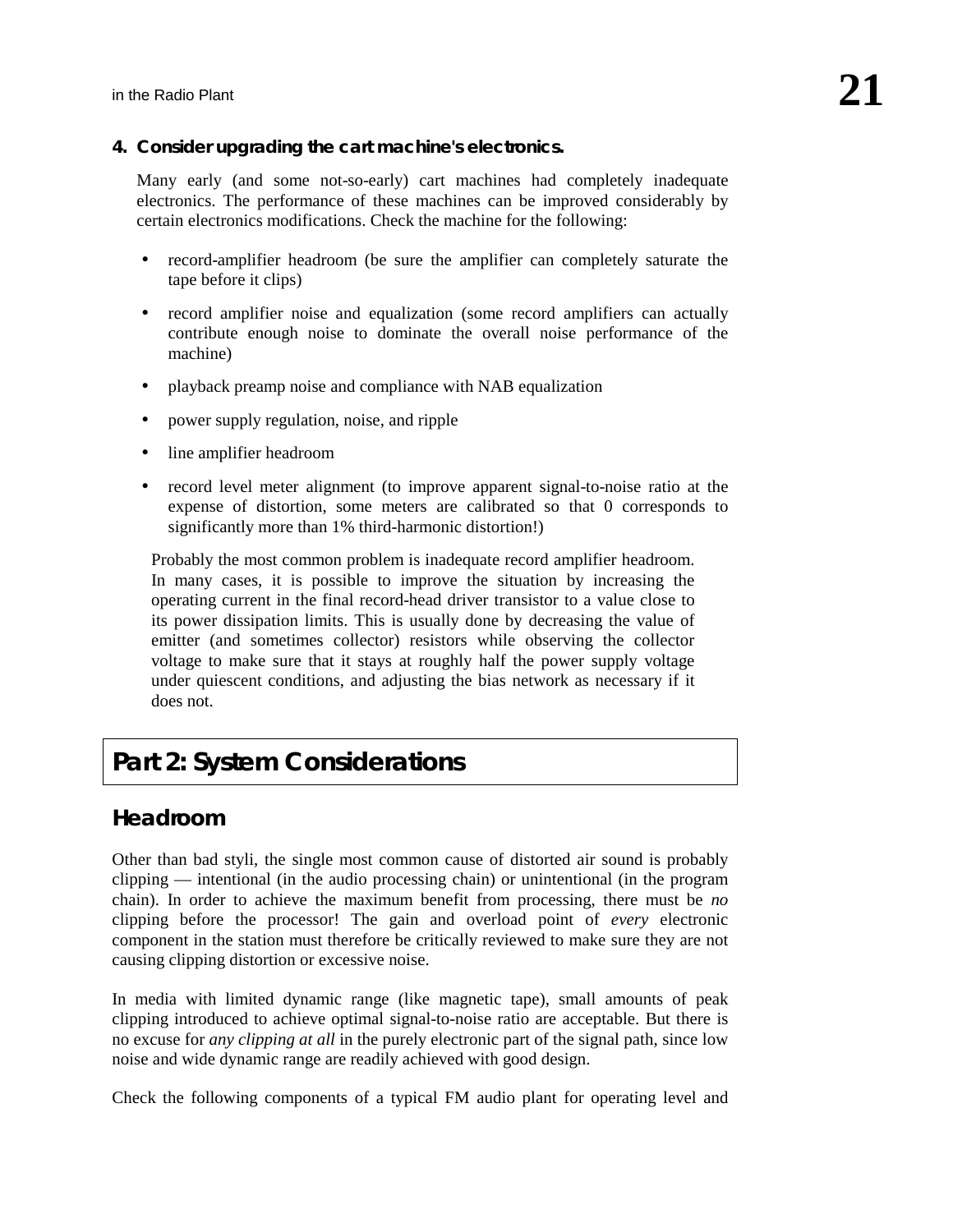**4. Consider upgrading the cart machine's electronics.**

Many early (and some not-so-early) cart machines had completely inadequate electronics. The performance of these machines can be improved considerably by certain electronics modifications. Check the machine for the following:

- record-amplifier headroom (be sure the amplifier can completely saturate the tape before it clips)
- record amplifier noise and equalization (some record amplifiers can actually contribute enough noise to dominate the overall noise performance of the machine)
- playback preamp noise and compliance with NAB equalization
- power supply regulation, noise, and ripple
- line amplifier headroom
- record level meter alignment (to improve apparent signal-to-noise ratio at the expense of distortion, some meters are calibrated so that 0 corresponds to significantly more than 1% third-harmonic distortion!)

Probably the most common problem is inadequate record amplifier headroom. In many cases, it is possible to improve the situation by increasing the operating current in the final record-head driver transistor to a value close to its power dissipation limits. This is usually done by decreasing the value of emitter (and sometimes collector) resistors while observing the collector voltage to make sure that it stays at roughly half the power supply voltage under quiescent conditions, and adjusting the bias network as necessary if it does not.

# Part 2: System Considerations

## Headroom

Other than bad styli, the single most common cause of distorted air sound is probably clipping — intentional (in the audio processing chain) or unintentional (in the program chain). In order to achieve the maximum benefit from processing, there must be *no* clipping before the processor! The gain and overload point of *every* electronic component in the station must therefore be critically reviewed to make sure they are not causing clipping distortion or excessive noise.

In media with limited dynamic range (like magnetic tape), small amounts of peak clipping introduced to achieve optimal signal-to-noise ratio are acceptable. But there is no excuse for *any clipping at all* in the purely electronic part of the signal path, since low noise and wide dynamic range are readily achieved with good design.

Check the following components of a typical FM audio plant for operating level and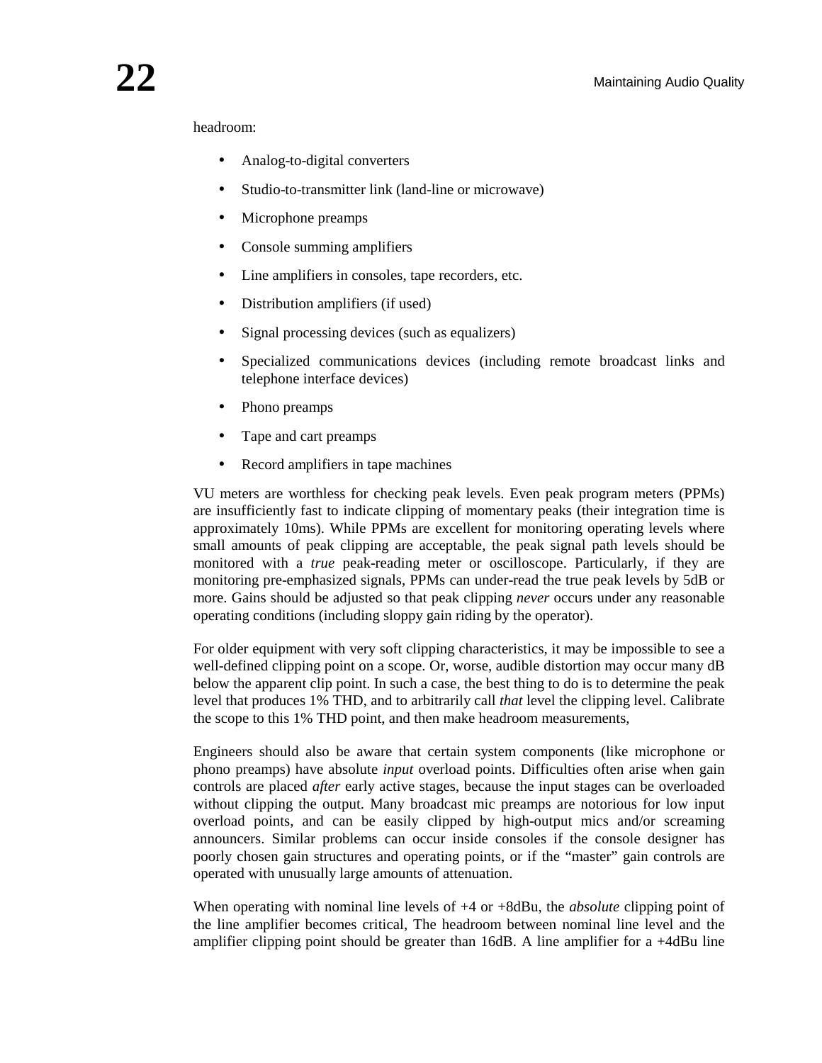headroom:

- Analog-to-digital converters
- Studio-to-transmitter link (land-line or microwave)
- Microphone preamps
- Console summing amplifiers
- Line amplifiers in consoles, tape recorders, etc.
- Distribution amplifiers (if used)
- Signal processing devices (such as equalizers)
- Specialized communications devices (including remote broadcast links and telephone interface devices)
- Phono preamps
- Tape and cart preamps
- Record amplifiers in tape machines

VU meters are worthless for checking peak levels. Even peak program meters (PPMs) are insufficiently fast to indicate clipping of momentary peaks (their integration time is approximately 10ms). While PPMs are excellent for monitoring operating levels where small amounts of peak clipping are acceptable, the peak signal path levels should be monitored with a *true* peak-reading meter or oscilloscope. Particularly, if they are monitoring pre-emphasized signals, PPMs can under-read the true peak levels by 5dB or more. Gains should be adjusted so that peak clipping *never* occurs under any reasonable operating conditions (including sloppy gain riding by the operator).

For older equipment with very soft clipping characteristics, it may be impossible to see a well-defined clipping point on a scope. Or, worse, audible distortion may occur many dB below the apparent clip point. In such a case, the best thing to do is to determine the peak level that produces 1% THD, and to arbitrarily call *that* level the clipping level. Calibrate the scope to this 1% THD point, and then make headroom measurements,

Engineers should also be aware that certain system components (like microphone or phono preamps) have absolute *input* overload points. Difficulties often arise when gain controls are placed *after* early active stages, because the input stages can be overloaded without clipping the output. Many broadcast mic preamps are notorious for low input overload points, and can be easily clipped by high-output mics and/or screaming announcers. Similar problems can occur inside consoles if the console designer has poorly chosen gain structures and operating points, or if the "master" gain controls are operated with unusually large amounts of attenuation.

When operating with nominal line levels of +4 or +8dBu, the *absolute* clipping point of the line amplifier becomes critical, The headroom between nominal line level and the amplifier clipping point should be greater than 16dB. A line amplifier for a +4dBu line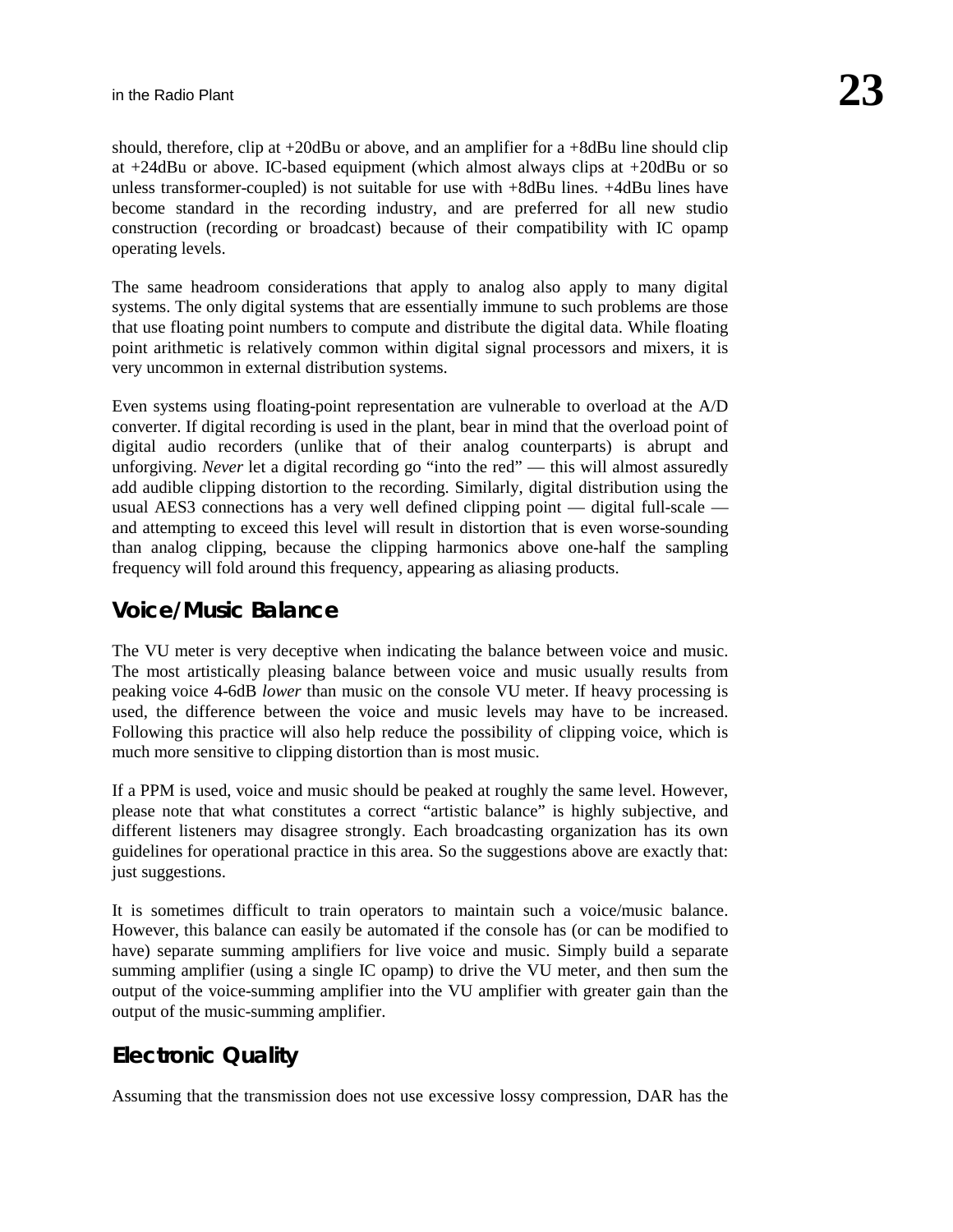should, therefore, clip at +20dBu or above, and an amplifier for a +8dBu line should clip at +24dBu or above. IC-based equipment (which almost always clips at +20dBu or so unless transformer-coupled) is not suitable for use with +8dBu lines. +4dBu lines have become standard in the recording industry, and are preferred for all new studio construction (recording or broadcast) because of their compatibility with IC opamp operating levels.

The same headroom considerations that apply to analog also apply to many digital systems. The only digital systems that are essentially immune to such problems are those that use floating point numbers to compute and distribute the digital data. While floating point arithmetic is relatively common within digital signal processors and mixers, it is very uncommon in external distribution systems.

Even systems using floating-point representation are vulnerable to overload at the A/D converter. If digital recording is used in the plant, bear in mind that the overload point of digital audio recorders (unlike that of their analog counterparts) is abrupt and unforgiving. *Never* let a digital recording go "into the red" — this will almost assuredly add audible clipping distortion to the recording. Similarly, digital distribution using the usual AES3 connections has a very well defined clipping point — digital full-scale — and attempting to exceed this level will result in distortion that is even worse-sounding than analog clipping, because the clipping harmonics above one-half the sampling frequency will fold around this frequency, appearing as aliasing products.

## Voice/Music Balance

The VU meter is very deceptive when indicating the balance between voice and music. The most artistically pleasing balance between voice and music usually results from peaking voice 4-6dB *lower* than music on the console VU meter. If heavy processing is used, the difference between the voice and music levels may have to be increased. Following this practice will also help reduce the possibility of clipping voice, which is much more sensitive to clipping distortion than is most music.

If a PPM is used, voice and music should be peaked at roughly the same level. However, please note that what constitutes a correct "artistic balance" is highly subjective, and different listeners may disagree strongly. Each broadcasting organization has its own guidelines for operational practice in this area. So the suggestions above are exactly that: just suggestions.

It is sometimes difficult to train operators to maintain such a voice/music balance. However, this balance can easily be automated if the console has (or can be modified to have) separate summing amplifiers for live voice and music. Simply build a separate summing amplifier (using a single IC opamp) to drive the VU meter, and then sum the output of the voice-summing amplifier into the VU amplifier with greater gain than the output of the music-summing amplifier.

## Electronic Quality

Assuming that the transmission does not use excessive lossy compression, DAR has the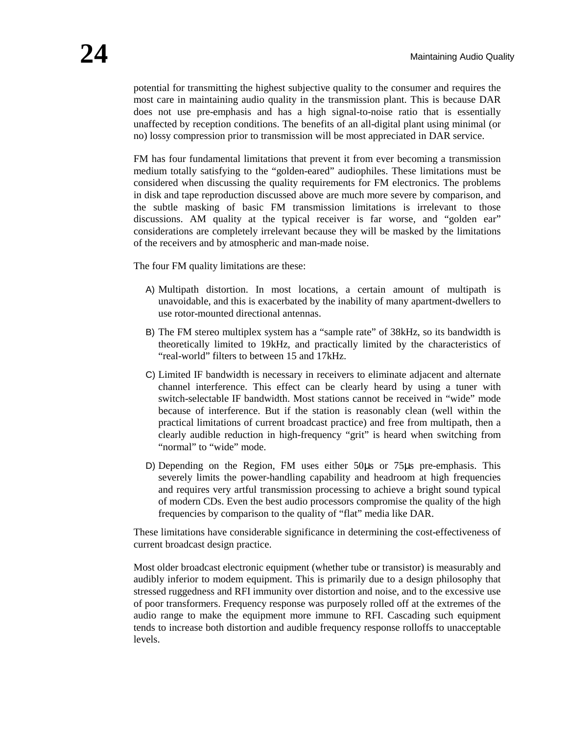potential for transmitting the highest subjective quality to the consumer and requires the most care in maintaining audio quality in the transmission plant. This is because DAR does not use pre-emphasis and has a high signal-to-noise ratio that is essentially unaffected by reception conditions. The benefits of an all-digital plant using minimal (or no) lossy compression prior to transmission will be most appreciated in DAR service.

FM has four fundamental limitations that prevent it from ever becoming a transmission medium totally satisfying to the "golden-eared" audiophiles. These limitations must be considered when discussing the quality requirements for FM electronics. The problems in disk and tape reproduction discussed above are much more severe by comparison, and the subtle masking of basic FM transmission limitations is irrelevant to those discussions. AM quality at the typical receiver is far worse, and "golden ear" considerations are completely irrelevant because they will be masked by the limitations of the receivers and by atmospheric and man-made noise.

The four FM quality limitations are these:

A) Multipath distortion. In most locations, a certain amount of multipath is unavoidable, and this is exacerbated by the inability of many apartment-dwellers to use rotor-mounted directional antennas.

B) The FM stereo multiplex system has a "sample rate" of 38kHz, so its bandwidth is theoretically limited to 19kHz, and practically limited by the characteristics of "real-world" filters to between 15 and 17kHz.

C) Limited IF bandwidth is necessary in receivers to eliminate adjacent and alternate channel interference. This effect can be clearly heard by using a tuner with switch-selectable IF bandwidth. Most stations cannot be received in "wide" mode because of interference. But if the station is reasonably clean (well within the practical limitations of current broadcast practice) and free from multipath, then a clearly audible reduction in high-frequency "grit" is heard when switching from "normal" to "wide" mode.

D) Depending on the Region, FM uses either 50µs or 75µs pre-emphasis. This severely limits the power-handling capability and headroom at high frequencies and requires very artful transmission processing to achieve a bright sound typical of modern CDs. Even the best audio processors compromise the quality of the high frequencies by comparison to the quality of "flat" media like DAR.

These limitations have considerable significance in determining the cost-effectiveness of current broadcast design practice.

Most older broadcast electronic equipment (whether tube or transistor) is measurably and audibly inferior to modem equipment. This is primarily due to a design philosophy that stressed ruggedness and RFI immunity over distortion and noise, and to the excessive use of poor transformers. Frequency response was purposely rolled off at the extremes of the audio range to make the equipment more immune to RFI. Cascading such equipment tends to increase both distortion and audible frequency response rolloffs to unacceptable levels.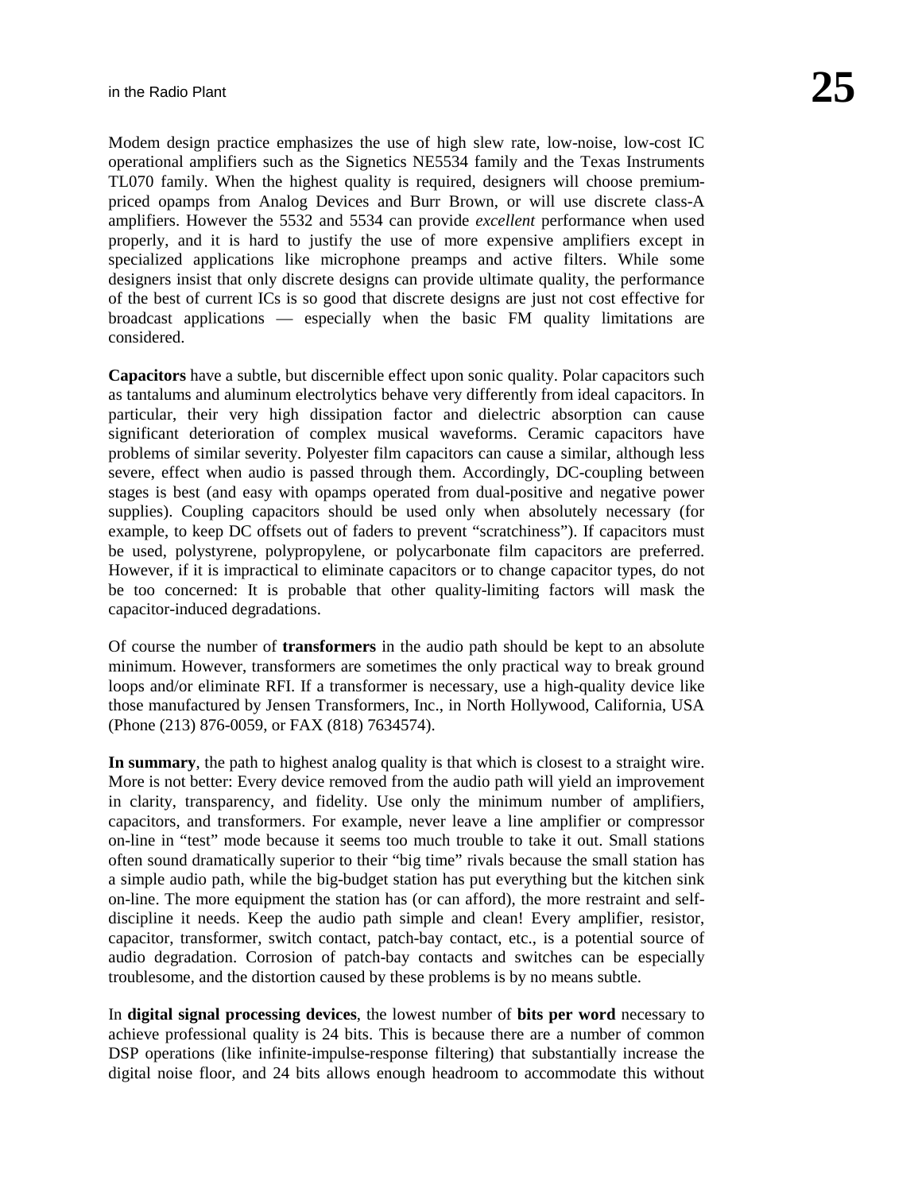Modem design practice emphasizes the use of high slew rate, low-noise, low-cost IC operational amplifiers such as the Signetics NE5534 family and the Texas Instruments TL070 family. When the highest quality is required, designers will choose premium-priced opamps from Analog Devices and Burr Brown, or will use discrete class-A amplifiers. However the 5532 and 5534 can provide *excellent* performance when used properly, and it is hard to justify the use of more expensive amplifiers except in specialized applications like microphone preamps and active filters. While some designers insist that only discrete designs can provide ultimate quality, the performance of the best of current ICs is so good that discrete designs are just not cost effective for broadcast applications — especially when the basic FM quality limitations are considered.

**Capacitors** have a subtle, but discernible effect upon sonic quality. Polar capacitors such as tantalums and aluminum electrolytics behave very differently from ideal capacitors. In particular, their very high dissipation factor and dielectric absorption can cause significant deterioration of complex musical waveforms. Ceramic capacitors have problems of similar severity. Polyester film capacitors can cause a similar, although less severe, effect when audio is passed through them. Accordingly, DC-coupling between stages is best (and easy with opamps operated from dual-positive and negative power supplies). Coupling capacitors should be used only when absolutely necessary (for example, to keep DC offsets out of faders to prevent "scratchiness"). If capacitors must be used, polystyrene, polypropylene, or polycarbonate film capacitors are preferred. However, if it is impractical to eliminate capacitors or to change capacitor types, do not be too concerned: It is probable that other quality-limiting factors will mask the capacitor-induced degradations.

Of course the number of **transformers** in the audio path should be kept to an absolute minimum. However, transformers are sometimes the only practical way to break ground loops and/or eliminate RFI. If a transformer is necessary, use a high-quality device like those manufactured by Jensen Transformers, Inc., in North Hollywood, California, USA (Phone (213) 876-0059, or FAX (818) 7634574).

**In summary**, the path to highest analog quality is that which is closest to a straight wire. More is not better: Every device removed from the audio path will yield an improvement in clarity, transparency, and fidelity. Use only the minimum number of amplifiers, capacitors, and transformers. For example, never leave a line amplifier or compressor on-line in "test" mode because it seems too much trouble to take it out. Small stations often sound dramatically superior to their "big time" rivals because the small station has a simple audio path, while the big-budget station has put everything but the kitchen sink on-line. The more equipment the station has (or can afford), the more restraint and self-discipline it needs. Keep the audio path simple and clean! Every amplifier, resistor, capacitor, transformer, switch contact, patch-bay contact, etc., is a potential source of audio degradation. Corrosion of patch-bay contacts and switches can be especially troublesome, and the distortion caused by these problems is by no means subtle.

In **digital signal processing devices**, the lowest number of **bits per word** necessary to achieve professional quality is 24 bits. This is because there are a number of common DSP operations (like infinite-impulse-response filtering) that substantially increase the digital noise floor, and 24 bits allows enough headroom to accommodate this without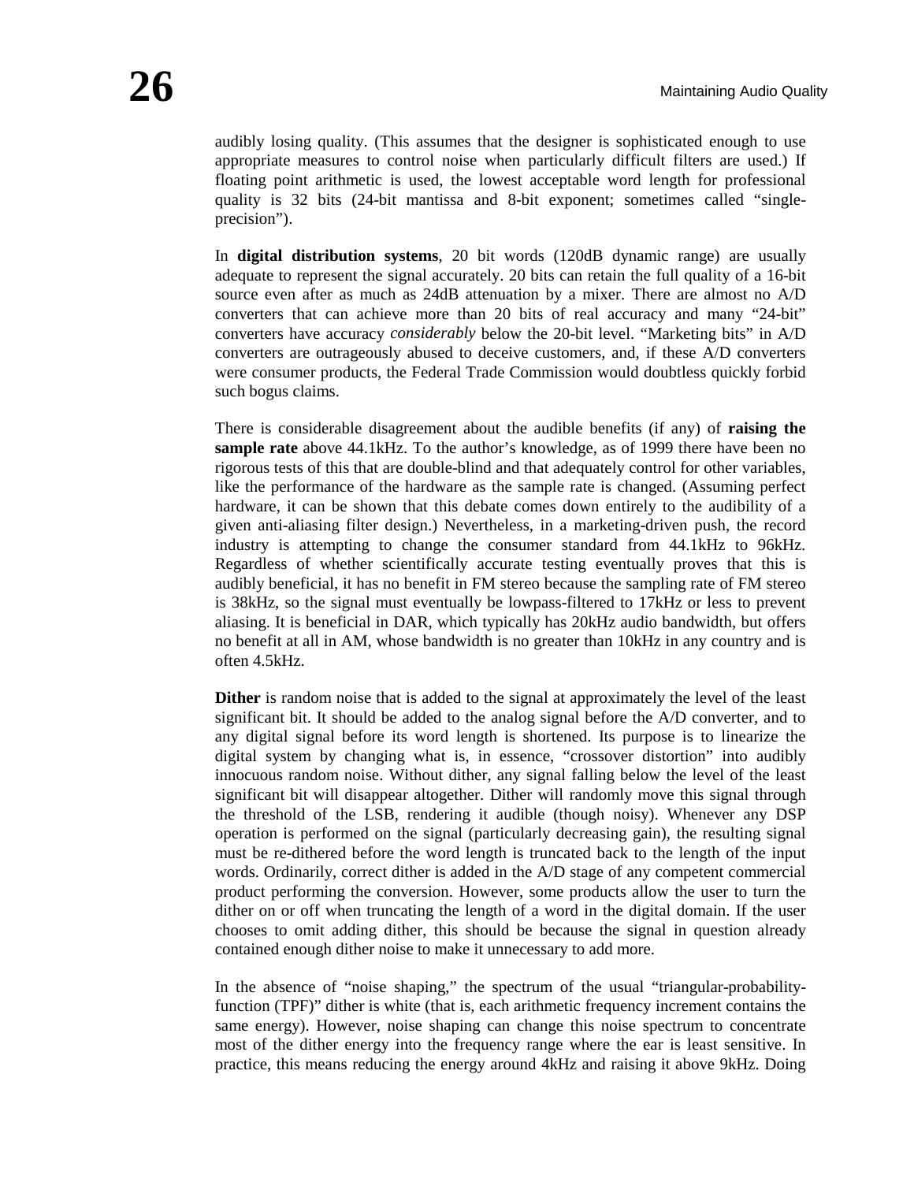audibly losing quality. (This assumes that the designer is sophisticated enough to use appropriate measures to control noise when particularly difficult filters are used.) If floating point arithmetic is used, the lowest acceptable word length for professional quality is 32 bits (24-bit mantissa and 8-bit exponent; sometimes called "single-precision").

In **digital distribution systems**, 20 bit words (120dB dynamic range) are usually adequate to represent the signal accurately. 20 bits can retain the full quality of a 16-bit source even after as much as 24dB attenuation by a mixer. There are almost no A/D converters that can achieve more than 20 bits of real accuracy and many "24-bit" converters have accuracy *considerably* below the 20-bit level. "Marketing bits" in A/D converters are outrageously abused to deceive customers, and, if these A/D converters were consumer products, the Federal Trade Commission would doubtless quickly forbid such bogus claims.

There is considerable disagreement about the audible benefits (if any) of **raising the sample rate** above 44.1kHz. To the author's knowledge, as of 1999 there have been no rigorous tests of this that are double-blind and that adequately control for other variables, like the performance of the hardware as the sample rate is changed. (Assuming perfect hardware, it can be shown that this debate comes down entirely to the audibility of a given anti-aliasing filter design.) Nevertheless, in a marketing-driven push, the record industry is attempting to change the consumer standard from 44.1kHz to 96kHz. Regardless of whether scientifically accurate testing eventually proves that this is audibly beneficial, it has no benefit in FM stereo because the sampling rate of FM stereo is 38kHz, so the signal must eventually be lowpass-filtered to 17kHz or less to prevent aliasing. It is beneficial in DAR, which typically has 20kHz audio bandwidth, but offers no benefit at all in AM, whose bandwidth is no greater than 10kHz in any country and is often 4.5kHz.

**Dither** is random noise that is added to the signal at approximately the level of the least significant bit. It should be added to the analog signal before the A/D converter, and to any digital signal before its word length is shortened. Its purpose is to linearize the digital system by changing what is, in essence, "crossover distortion" into audibly innocuous random noise. Without dither, any signal falling below the level of the least significant bit will disappear altogether. Dither will randomly move this signal through the threshold of the LSB, rendering it audible (though noisy). Whenever any DSP operation is performed on the signal (particularly decreasing gain), the resulting signal must be re-dithered before the word length is truncated back to the length of the input words. Ordinarily, correct dither is added in the A/D stage of any competent commercial product performing the conversion. However, some products allow the user to turn the dither on or off when truncating the length of a word in the digital domain. If the user chooses to omit adding dither, this should be because the signal in question already contained enough dither noise to make it unnecessary to add more.

In the absence of "noise shaping," the spectrum of the usual "triangular-probability-function (TPF)" dither is white (that is, each arithmetic frequency increment contains the same energy). However, noise shaping can change this noise spectrum to concentrate most of the dither energy into the frequency range where the ear is least sensitive. In practice, this means reducing the energy around 4kHz and raising it above 9kHz. Doing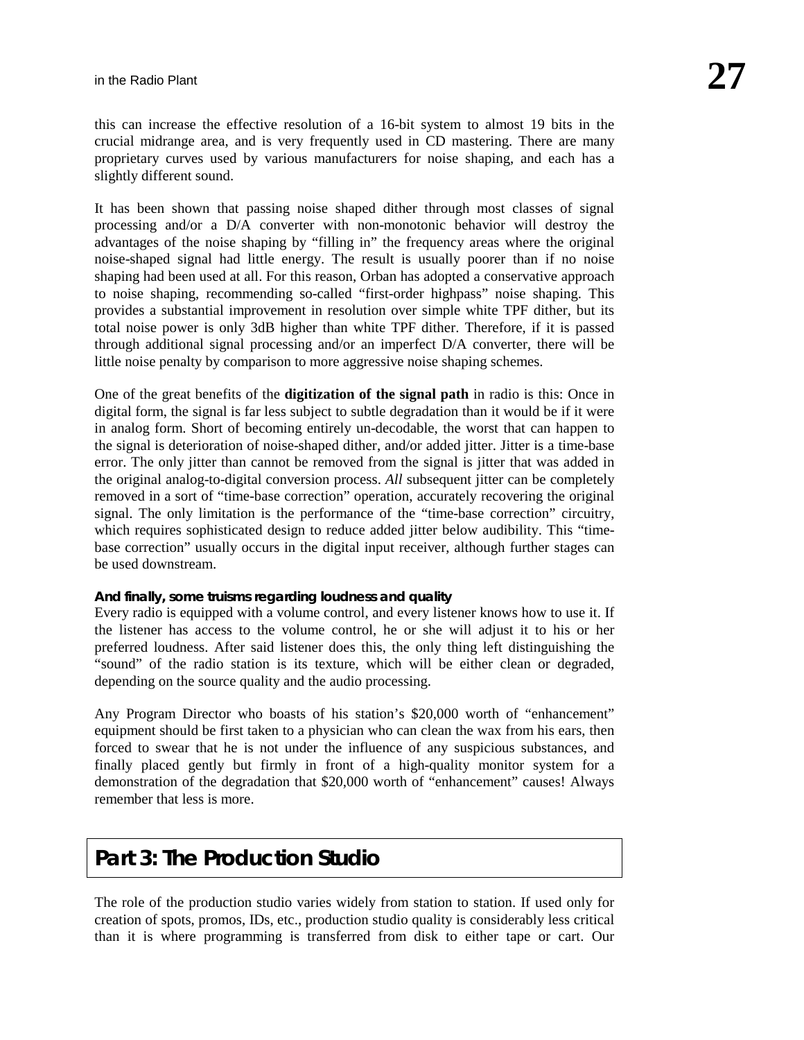this can increase the effective resolution of a 16-bit system to almost 19 bits in the crucial midrange area, and is very frequently used in CD mastering. There are many proprietary curves used by various manufacturers for noise shaping, and each has a slightly different sound.

It has been shown that passing noise shaped dither through most classes of signal processing and/or a D/A converter with non-monotonic behavior will destroy the advantages of the noise shaping by "filling in" the frequency areas where the original noise-shaped signal had little energy. The result is usually poorer than if no noise shaping had been used at all. For this reason, Orban has adopted a conservative approach to noise shaping, recommending so-called "first-order highpass" noise shaping. This provides a substantial improvement in resolution over simple white TPF dither, but its total noise power is only 3dB higher than white TPF dither. Therefore, if it is passed through additional signal processing and/or an imperfect D/A converter, there will be little noise penalty by comparison to more aggressive noise shaping schemes.

One of the great benefits of the **digitization of the signal path** in radio is this: Once in digital form, the signal is far less subject to subtle degradation than it would be if it were in analog form. Short of becoming entirely un-decodable, the worst that can happen to the signal is deterioration of noise-shaped dither, and/or added jitter. Jitter is a time-base error. The only jitter than cannot be removed from the signal is jitter that was added in the original analog-to-digital conversion process. *All* subsequent jitter can be completely removed in a sort of "time-base correction" operation, accurately recovering the original signal. The only limitation is the performance of the "time-base correction" circuitry, which requires sophisticated design to reduce added jitter below audibility. This "time-base correction" usually occurs in the digital input receiver, although further stages can be used downstream.

#### And finally, some truisms regarding loudness and quality

Every radio is equipped with a volume control, and every listener knows how to use it. If the listener has access to the volume control, he or she will adjust it to his or her preferred loudness. After said listener does this, the only thing left distinguishing the "sound" of the radio station is its texture, which will be either clean or degraded, depending on the source quality and the audio processing.

Any Program Director who boasts of his station's $20,000 worth of "enhancement" equipment should be first taken to a physician who can clean the wax from his ears, then forced to swear that he is not under the influence of any suspicious substances, and finally placed gently but firmly in front of a high-quality monitor system for a demonstration of the degradation that $20,000 worth of "enhancement" causes! Always remember that less is more.

## Part 3: The Production Studio

The role of the production studio varies widely from station to station. If used only for creation of spots, promos, IDs, etc., production studio quality is considerably less critical than it is where programming is transferred from disk to either tape or cart. Our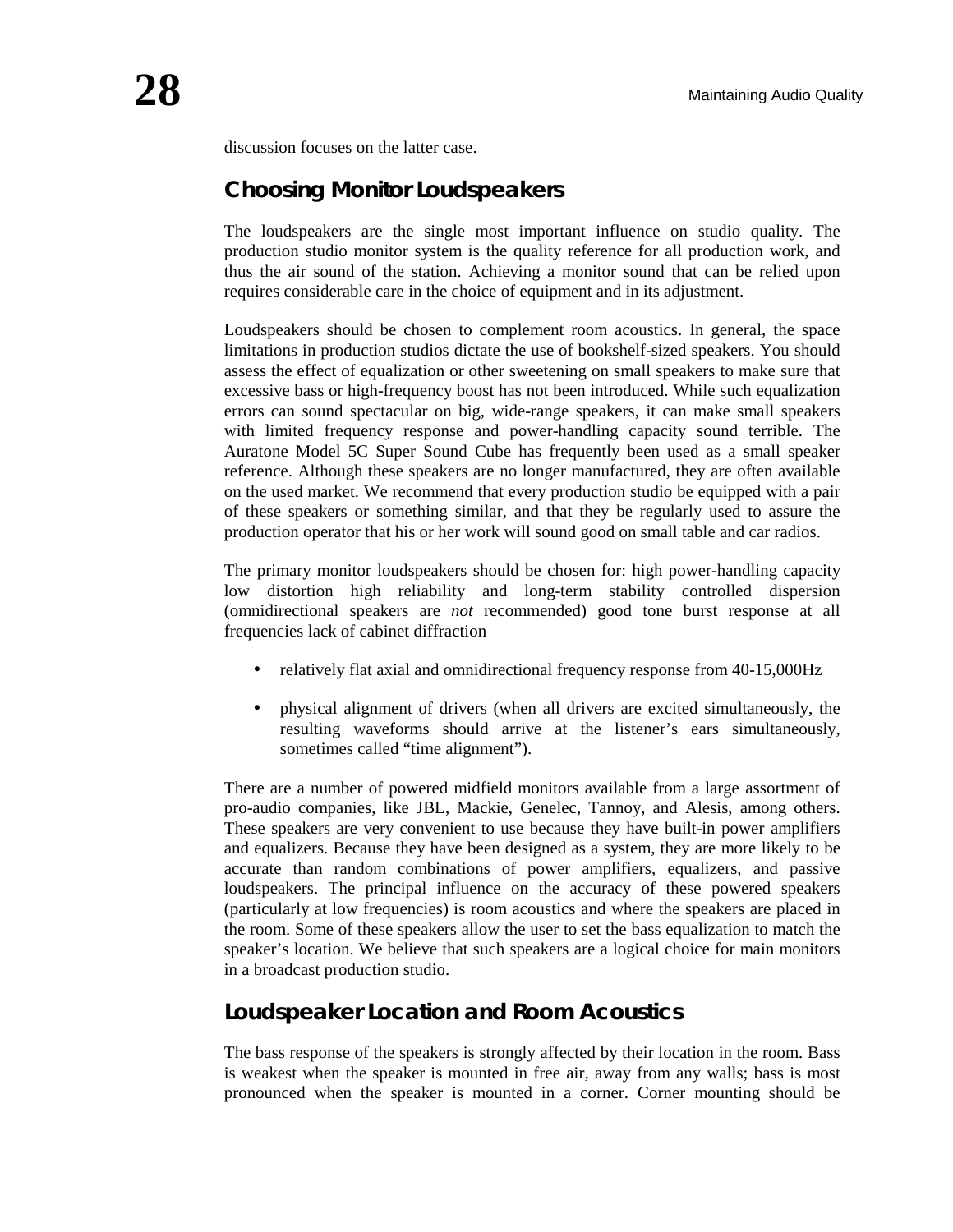discussion focuses on the latter case.

## Choosing Monitor Loudspeakers

The loudspeakers are the single most important influence on studio quality. The production studio monitor system is the quality reference for all production work, and thus the air sound of the station. Achieving a monitor sound that can be relied upon requires considerable care in the choice of equipment and in its adjustment.

Loudspeakers should be chosen to complement room acoustics. In general, the space limitations in production studios dictate the use of bookshelf-sized speakers. You should assess the effect of equalization or other sweetening on small speakers to make sure that excessive bass or high-frequency boost has not been introduced. While such equalization errors can sound spectacular on big, wide-range speakers, it can make small speakers with limited frequency response and power-handling capacity sound terrible. The Auratone Model 5C Super Sound Cube has frequently been used as a small speaker reference. Although these speakers are no longer manufactured, they are often available on the used market. We recommend that every production studio be equipped with a pair of these speakers or something similar, and that they be regularly used to assure the production operator that his or her work will sound good on small table and car radios.

The primary monitor loudspeakers should be chosen for: high power-handling capacity low distortion high reliability and long-term stability controlled dispersion (omnidirectional speakers are *not* recommended) good tone burst response at all frequencies lack of cabinet diffraction

- relatively flat axial and omnidirectional frequency response from 40-15,000Hz
- physical alignment of drivers (when all drivers are excited simultaneously, the resulting waveforms should arrive at the listener's ears simultaneously, sometimes called "time alignment").

There are a number of powered midfield monitors available from a large assortment of pro-audio companies, like JBL, Mackie, Genelec, Tannoy, and Alesis, among others. These speakers are very convenient to use because they have built-in power amplifiers and equalizers. Because they have been designed as a system, they are more likely to be accurate than random combinations of power amplifiers, equalizers, and passive loudspeakers. The principal influence on the accuracy of these powered speakers (particularly at low frequencies) is room acoustics and where the speakers are placed in the room. Some of these speakers allow the user to set the bass equalization to match the speaker's location. We believe that such speakers are a logical choice for main monitors in a broadcast production studio.

## Loudspeaker Location and Room Acoustics

The bass response of the speakers is strongly affected by their location in the room. Bass is weakest when the speaker is mounted in free air, away from any walls; bass is most pronounced when the speaker is mounted in a corner. Corner mounting should be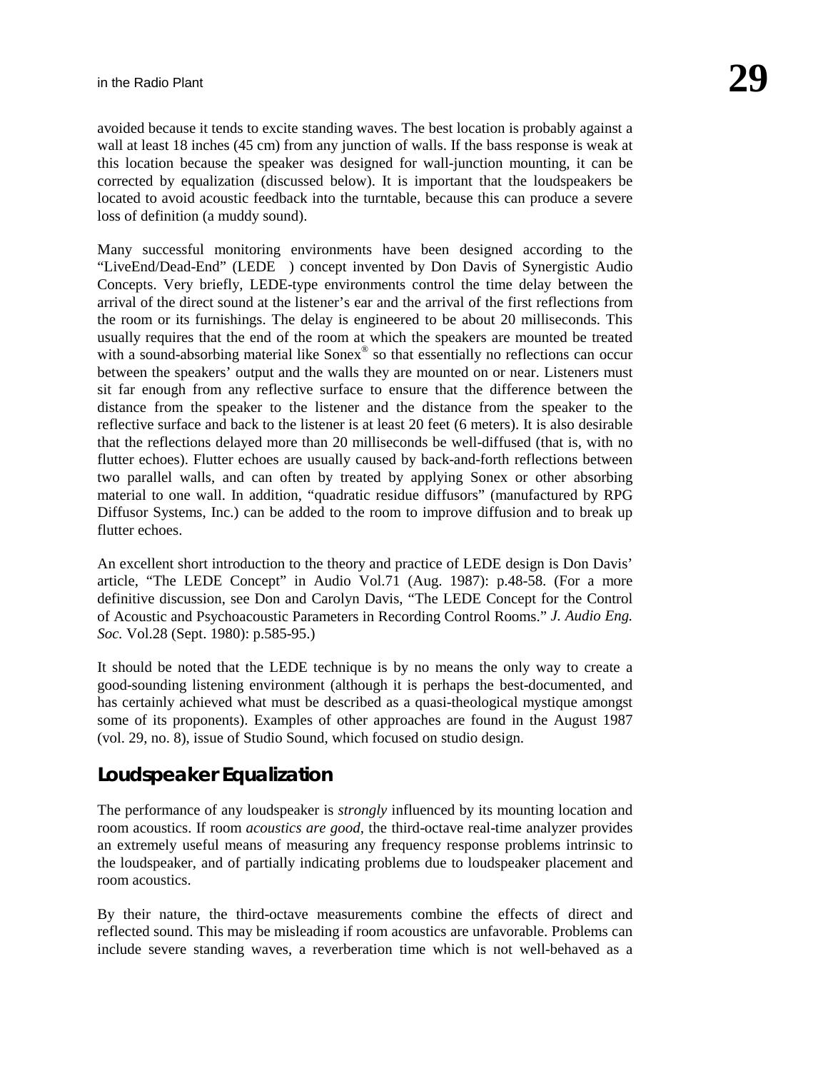avoided because it tends to excite standing waves. The best location is probably against a wall at least 18 inches (45 cm) from any junction of walls. If the bass response is weak at this location because the speaker was designed for wall-junction mounting, it can be corrected by equalization (discussed below). It is important that the loudspeakers be located to avoid acoustic feedback into the turntable, because this can produce a severe loss of definition (a muddy sound).

Many successful monitoring environments have been designed according to the "LiveEnd/Dead-End" (LEDE ) concept invented by Don Davis of Synergistic Audio Concepts. Very briefly, LEDE-type environments control the time delay between the arrival of the direct sound at the listener's ear and the arrival of the first reflections from the room or its furnishings. The delay is engineered to be about 20 milliseconds. This usually requires that the end of the room at which the speakers are mounted be treated with a sound-absorbing material like Sonex® so that essentially no reflections can occur between the speakers' output and the walls they are mounted on or near. Listeners must sit far enough from any reflective surface to ensure that the difference between the distance from the speaker to the listener and the distance from the speaker to the reflective surface and back to the listener is at least 20 feet (6 meters). It is also desirable that the reflections delayed more than 20 milliseconds be well-diffused (that is, with no flutter echoes). Flutter echoes are usually caused by back-and-forth reflections between two parallel walls, and can often by treated by applying Sonex or other absorbing material to one wall. In addition, "quadratic residue diffusors" (manufactured by RPG Diffusor Systems, Inc.) can be added to the room to improve diffusion and to break up flutter echoes.

An excellent short introduction to the theory and practice of LEDE design is Don Davis' article, "The LEDE Concept" in Audio Vol.71 (Aug. 1987): p.48-58. (For a more definitive discussion, see Don and Carolyn Davis, "The LEDE Concept for the Control of Acoustic and Psychoacoustic Parameters in Recording Control Rooms." *J. Audio Eng. Soc.* Vol.28 (Sept. 1980): p.585-95.)

It should be noted that the LEDE technique is by no means the only way to create a good-sounding listening environment (although it is perhaps the best-documented, and has certainly achieved what must be described as a quasi-theological mystique amongst some of its proponents). Examples of other approaches are found in the August 1987 (vol. 29, no. 8), issue of Studio Sound, which focused on studio design.

## Loudspeaker Equalization

The performance of any loudspeaker is *strongly* influenced by its mounting location and room acoustics. If room *acoustics are good,* the third-octave real-time analyzer provides an extremely useful means of measuring any frequency response problems intrinsic to the loudspeaker, and of partially indicating problems due to loudspeaker placement and room acoustics.

By their nature, the third-octave measurements combine the effects of direct and reflected sound. This may be misleading if room acoustics are unfavorable. Problems can include severe standing waves, a reverberation time which is not well-behaved as a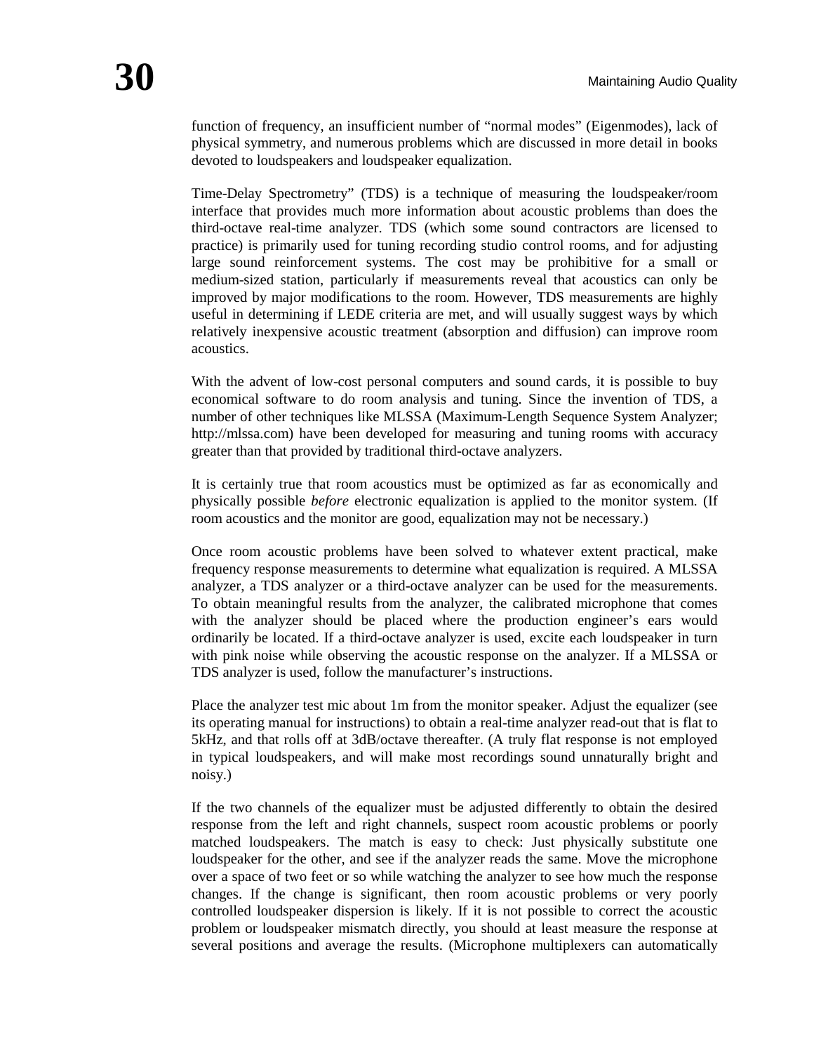function of frequency, an insufficient number of "normal modes" (Eigenmodes), lack of physical symmetry, and numerous problems which are discussed in more detail in books devoted to loudspeakers and loudspeaker equalization.

Time-Delay Spectrometry" (TDS) is a technique of measuring the loudspeaker/room interface that provides much more information about acoustic problems than does the third-octave real-time analyzer. TDS (which some sound contractors are licensed to practice) is primarily used for tuning recording studio control rooms, and for adjusting large sound reinforcement systems. The cost may be prohibitive for a small or medium-sized station, particularly if measurements reveal that acoustics can only be improved by major modifications to the room. However, TDS measurements are highly useful in determining if LEDE criteria are met, and will usually suggest ways by which relatively inexpensive acoustic treatment (absorption and diffusion) can improve room acoustics.

With the advent of low-cost personal computers and sound cards, it is possible to buy economical software to do room analysis and tuning. Since the invention of TDS, a number of other techniques like MLSSA (Maximum-Length Sequence System Analyzer; http://mlssa.com) have been developed for measuring and tuning rooms with accuracy greater than that provided by traditional third-octave analyzers.

It is certainly true that room acoustics must be optimized as far as economically and physically possible *before* electronic equalization is applied to the monitor system. (If room acoustics and the monitor are good, equalization may not be necessary.)

Once room acoustic problems have been solved to whatever extent practical, make frequency response measurements to determine what equalization is required. A MLSSA analyzer, a TDS analyzer or a third-octave analyzer can be used for the measurements. To obtain meaningful results from the analyzer, the calibrated microphone that comes with the analyzer should be placed where the production engineer's ears would ordinarily be located. If a third-octave analyzer is used, excite each loudspeaker in turn with pink noise while observing the acoustic response on the analyzer. If a MLSSA or TDS analyzer is used, follow the manufacturer's instructions.

Place the analyzer test mic about 1m from the monitor speaker. Adjust the equalizer (see its operating manual for instructions) to obtain a real-time analyzer read-out that is flat to 5kHz, and that rolls off at 3dB/octave thereafter. (A truly flat response is not employed in typical loudspeakers, and will make most recordings sound unnaturally bright and noisy.)

If the two channels of the equalizer must be adjusted differently to obtain the desired response from the left and right channels, suspect room acoustic problems or poorly matched loudspeakers. The match is easy to check: Just physically substitute one loudspeaker for the other, and see if the analyzer reads the same. Move the microphone over a space of two feet or so while watching the analyzer to see how much the response changes. If the change is significant, then room acoustic problems or very poorly controlled loudspeaker dispersion is likely. If it is not possible to correct the acoustic problem or loudspeaker mismatch directly, you should at least measure the response at several positions and average the results. (Microphone multiplexers can automatically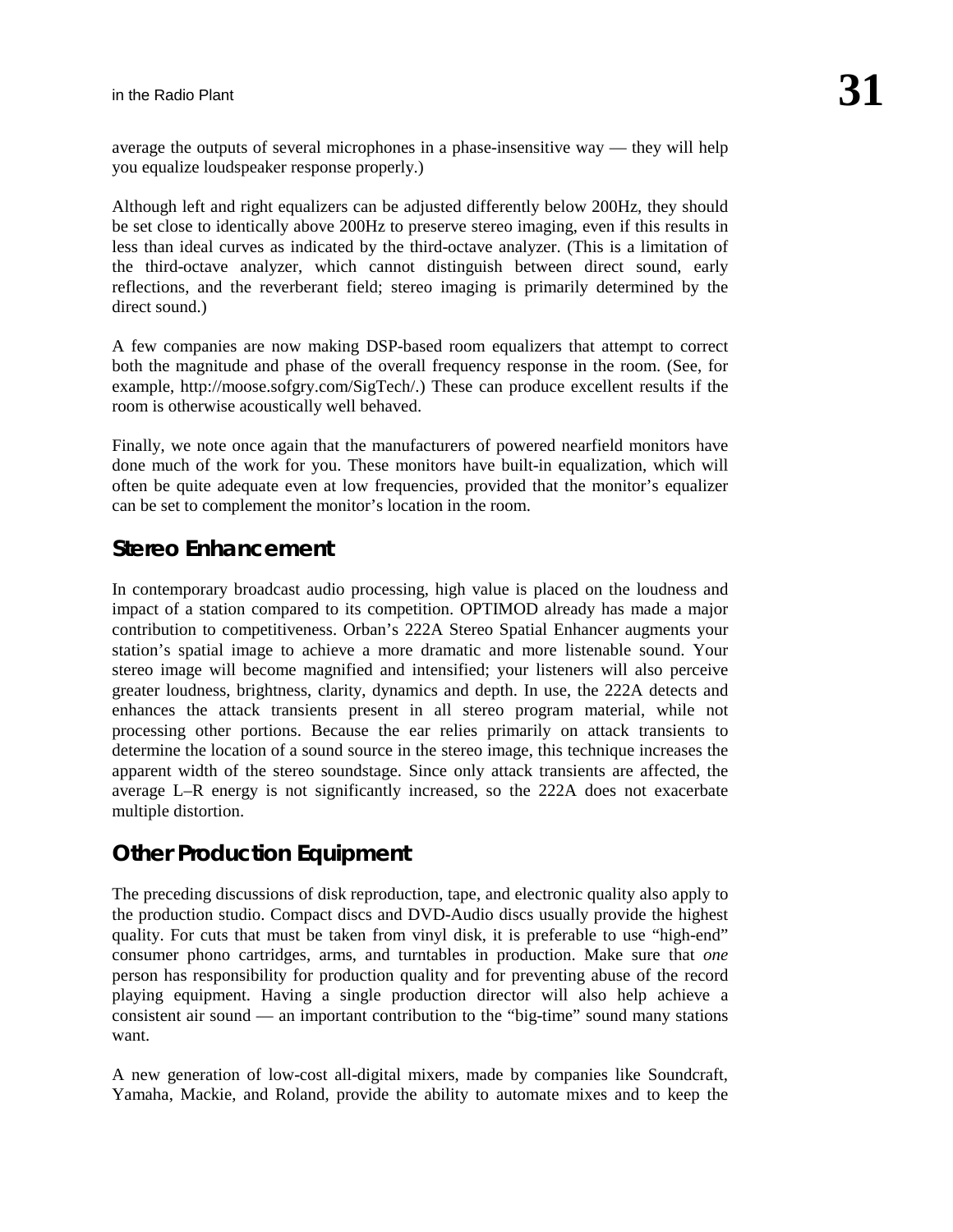average the outputs of several microphones in a phase-insensitive way — they will help you equalize loudspeaker response properly.)

Although left and right equalizers can be adjusted differently below 200Hz, they should be set close to identically above 200Hz to preserve stereo imaging, even if this results in less than ideal curves as indicated by the third-octave analyzer. (This is a limitation of the third-octave analyzer, which cannot distinguish between direct sound, early reflections, and the reverberant field; stereo imaging is primarily determined by the direct sound.)

A few companies are now making DSP-based room equalizers that attempt to correct both the magnitude and phase of the overall frequency response in the room. (See, for example, http://moose.sofgry.com/SigTech/.) These can produce excellent results if the room is otherwise acoustically well behaved.

Finally, we note once again that the manufacturers of powered nearfield monitors have done much of the work for you. These monitors have built-in equalization, which will often be quite adequate even at low frequencies, provided that the monitor's equalizer can be set to complement the monitor's location in the room.

## Stereo Enhancement

In contemporary broadcast audio processing, high value is placed on the loudness and impact of a station compared to its competition. OPTIMOD already has made a major contribution to competitiveness. Orban's 222A Stereo Spatial Enhancer augments your station's spatial image to achieve a more dramatic and more listenable sound. Your stereo image will become magnified and intensified; your listeners will also perceive greater loudness, brightness, clarity, dynamics and depth. In use, the 222A detects and enhances the attack transients present in all stereo program material, while not processing other portions. Because the ear relies primarily on attack transients to determine the location of a sound source in the stereo image, this technique increases the apparent width of the stereo soundstage. Since only attack transients are affected, the average L–R energy is not significantly increased, so the 222A does not exacerbate multiple distortion.

## Other Production Equipment

The preceding discussions of disk reproduction, tape, and electronic quality also apply to the production studio. Compact discs and DVD-Audio discs usually provide the highest quality. For cuts that must be taken from vinyl disk, it is preferable to use "high-end" consumer phono cartridges, arms, and turntables in production. Make sure that *one* person has responsibility for production quality and for preventing abuse of the record playing equipment. Having a single production director will also help achieve a consistent air sound — an important contribution to the "big-time" sound many stations want.

A new generation of low-cost all-digital mixers, made by companies like Soundcraft, Yamaha, Mackie, and Roland, provide the ability to automate mixes and to keep the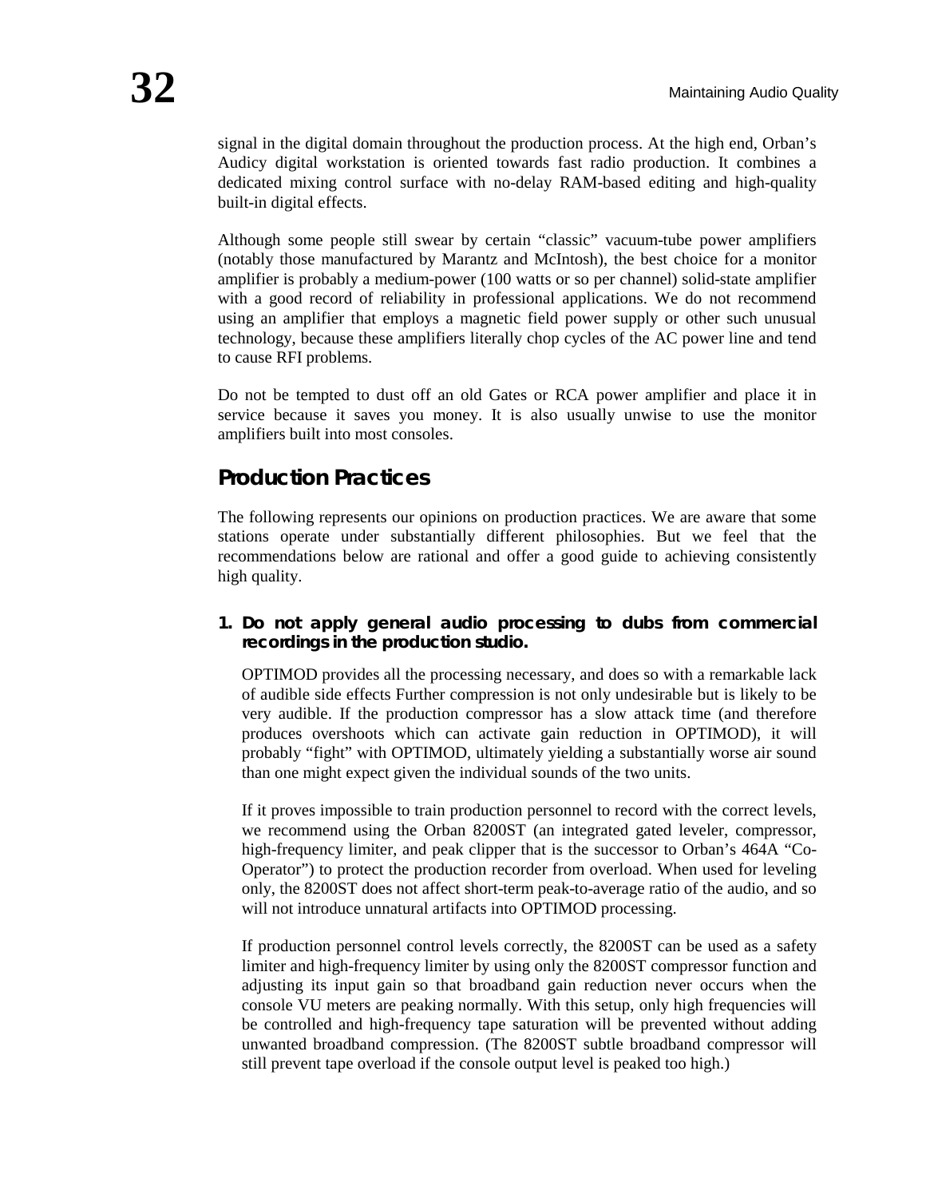signal in the digital domain throughout the production process. At the high end, Orban's Audicy digital workstation is oriented towards fast radio production. It combines a dedicated mixing control surface with no-delay RAM-based editing and high-quality built-in digital effects.

Although some people still swear by certain "classic" vacuum-tube power amplifiers (notably those manufactured by Marantz and McIntosh), the best choice for a monitor amplifier is probably a medium-power (100 watts or so per channel) solid-state amplifier with a good record of reliability in professional applications. We do not recommend using an amplifier that employs a magnetic field power supply or other such unusual technology, because these amplifiers literally chop cycles of the AC power line and tend to cause RFI problems.

Do not be tempted to dust off an old Gates or RCA power amplifier and place it in service because it saves you money. It is also usually unwise to use the monitor amplifiers built into most consoles.

## Production Practices

The following represents our opinions on production practices. We are aware that some stations operate under substantially different philosophies. But we feel that the recommendations below are rational and offer a good guide to achieving consistently high quality.

**1. Do not apply general audio processing to dubs from commercial recordings in the production studio.**

OPTIMOD provides all the processing necessary, and does so with a remarkable lack of audible side effects Further compression is not only undesirable but is likely to be very audible. If the production compressor has a slow attack time (and therefore produces overshoots which can activate gain reduction in OPTIMOD), it will probably "fight" with OPTIMOD, ultimately yielding a substantially worse air sound than one might expect given the individual sounds of the two units.

If it proves impossible to train production personnel to record with the correct levels, we recommend using the Orban 8200ST (an integrated gated leveler, compressor, high-frequency limiter, and peak clipper that is the successor to Orban's 464A "Co-Operator") to protect the production recorder from overload. When used for leveling only, the 8200ST does not affect short-term peak-to-average ratio of the audio, and so will not introduce unnatural artifacts into OPTIMOD processing.

If production personnel control levels correctly, the 8200ST can be used as a safety limiter and high-frequency limiter by using only the 8200ST compressor function and adjusting its input gain so that broadband gain reduction never occurs when the console VU meters are peaking normally. With this setup, only high frequencies will be controlled and high-frequency tape saturation will be prevented without adding unwanted broadband compression. (The 8200ST subtle broadband compressor will still prevent tape overload if the console output level is peaked too high.)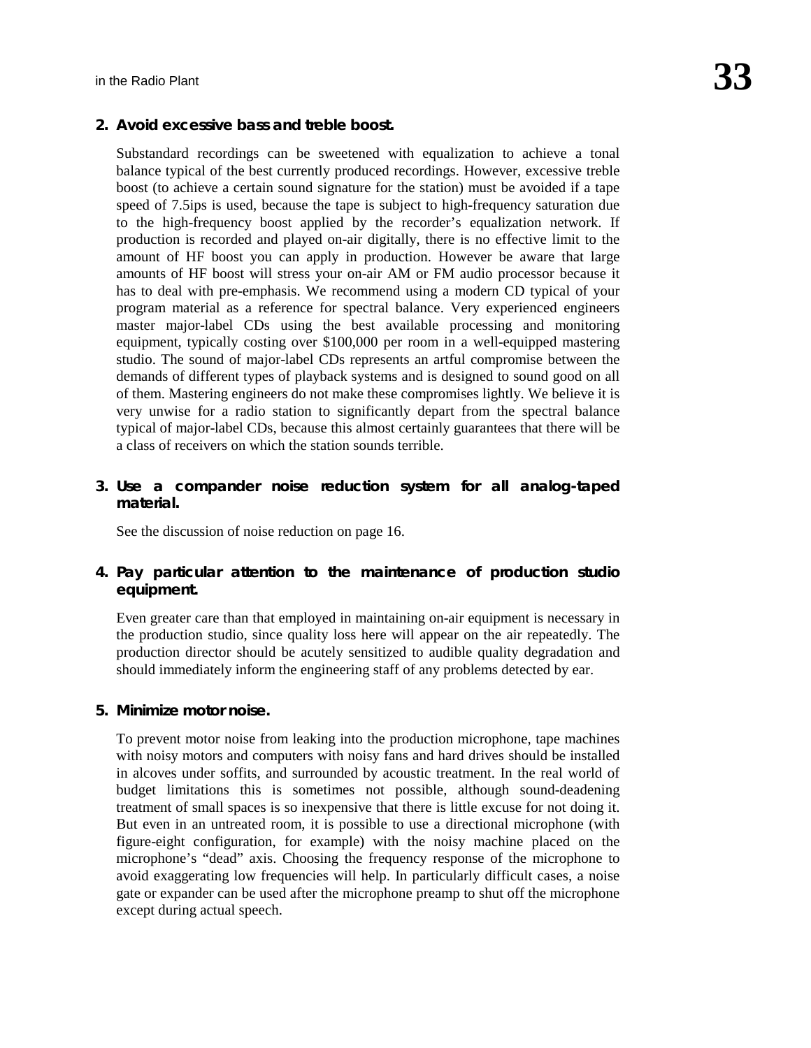**2. Avoid excessive bass and treble boost.**

Substandard recordings can be sweetened with equalization to achieve a tonal balance typical of the best currently produced recordings. However, excessive treble boost (to achieve a certain sound signature for the station) must be avoided if a tape speed of 7.5ips is used, because the tape is subject to high-frequency saturation due to the high-frequency boost applied by the recorder's equalization network. If production is recorded and played on-air digitally, there is no effective limit to the amount of HF boost you can apply in production. However be aware that large amounts of HF boost will stress your on-air AM or FM audio processor because it has to deal with pre-emphasis. We recommend using a modern CD typical of your program material as a reference for spectral balance. Very experienced engineers master major-label CDs using the best available processing and monitoring equipment, typically costing over $100,000 per room in a well-equipped mastering studio. The sound of major-label CDs represents an artful compromise between the demands of different types of playback systems and is designed to sound good on all of them. Mastering engineers do not make these compromises lightly. We believe it is very unwise for a radio station to significantly depart from the spectral balance typical of major-label CDs, because this almost certainly guarantees that there will be a class of receivers on which the station sounds terrible.

**3. Use a compander noise reduction system for all analog-taped material.**

See the discussion of noise reduction on page 16.

**4. Pay particular attention to the maintenance of production studio equipment.**

Even greater care than that employed in maintaining on-air equipment is necessary in the production studio, since quality loss here will appear on the air repeatedly. The production director should be acutely sensitized to audible quality degradation and should immediately inform the engineering staff of any problems detected by ear.

**5. Minimize motor noise.**

To prevent motor noise from leaking into the production microphone, tape machines with noisy motors and computers with noisy fans and hard drives should be installed in alcoves under soffits, and surrounded by acoustic treatment. In the real world of budget limitations this is sometimes not possible, although sound-deadening treatment of small spaces is so inexpensive that there is little excuse for not doing it. But even in an untreated room, it is possible to use a directional microphone (with figure-eight configuration, for example) with the noisy machine placed on the microphone's "dead" axis. Choosing the frequency response of the microphone to avoid exaggerating low frequencies will help. In particularly difficult cases, a noise gate or expander can be used after the microphone preamp to shut off the microphone except during actual speech.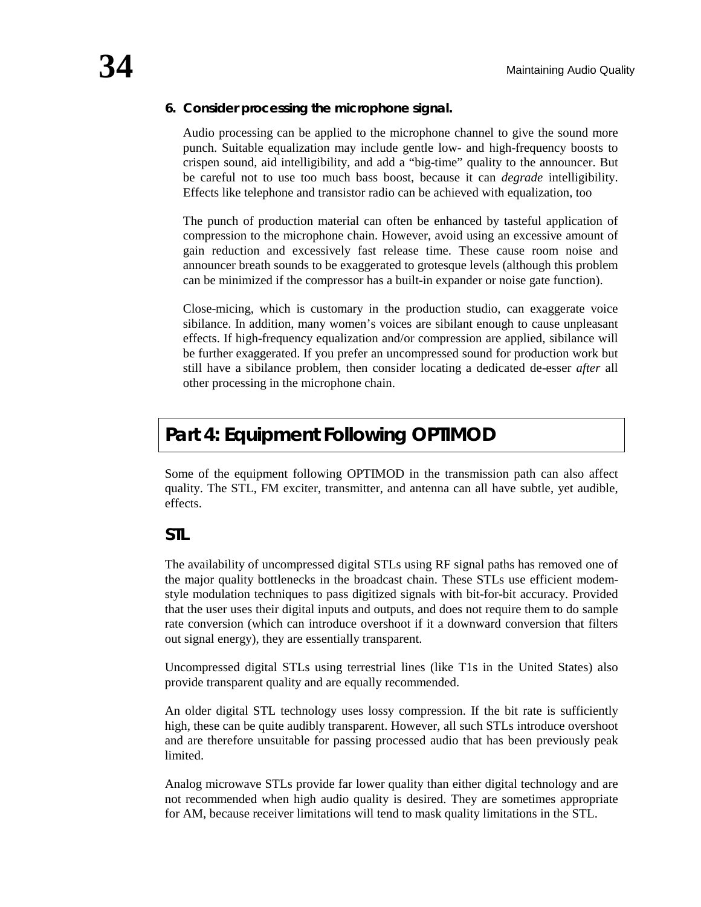**6. Consider processing the microphone signal.**

Audio processing can be applied to the microphone channel to give the sound more punch. Suitable equalization may include gentle low- and high-frequency boosts to crispen sound, aid intelligibility, and add a "big-time" quality to the announcer. But be careful not to use too much bass boost, because it can *degrade* intelligibility. Effects like telephone and transistor radio can be achieved with equalization, too

The punch of production material can often be enhanced by tasteful application of compression to the microphone chain. However, avoid using an excessive amount of gain reduction and excessively fast release time. These cause room noise and announcer breath sounds to be exaggerated to grotesque levels (although this problem can be minimized if the compressor has a built-in expander or noise gate function).

Close-micing, which is customary in the production studio, can exaggerate voice sibilance. In addition, many women's voices are sibilant enough to cause unpleasant effects. If high-frequency equalization and/or compression are applied, sibilance will be further exaggerated. If you prefer an uncompressed sound for production work but still have a sibilance problem, then consider locating a dedicated de-esser *after* all other processing in the microphone chain.

## Part 4: Equipment Following OPTIMOD

Some of the equipment following OPTIMOD in the transmission path can also affect quality. The STL, FM exciter, transmitter, and antenna can all have subtle, yet audible, effects.

### STL

The availability of uncompressed digital STLs using RF signal paths has removed one of the major quality bottlenecks in the broadcast chain. These STLs use efficient modem-style modulation techniques to pass digitized signals with bit-for-bit accuracy. Provided that the user uses their digital inputs and outputs, and does not require them to do sample rate conversion (which can introduce overshoot if it a downward conversion that filters out signal energy), they are essentially transparent.

Uncompressed digital STLs using terrestrial lines (like T1s in the United States) also provide transparent quality and are equally recommended.

An older digital STL technology uses lossy compression. If the bit rate is sufficiently high, these can be quite audibly transparent. However, all such STLs introduce overshoot and are therefore unsuitable for passing processed audio that has been previously peak limited.

Analog microwave STLs provide far lower quality than either digital technology and are not recommended when high audio quality is desired. They are sometimes appropriate for AM, because receiver limitations will tend to mask quality limitations in the STL.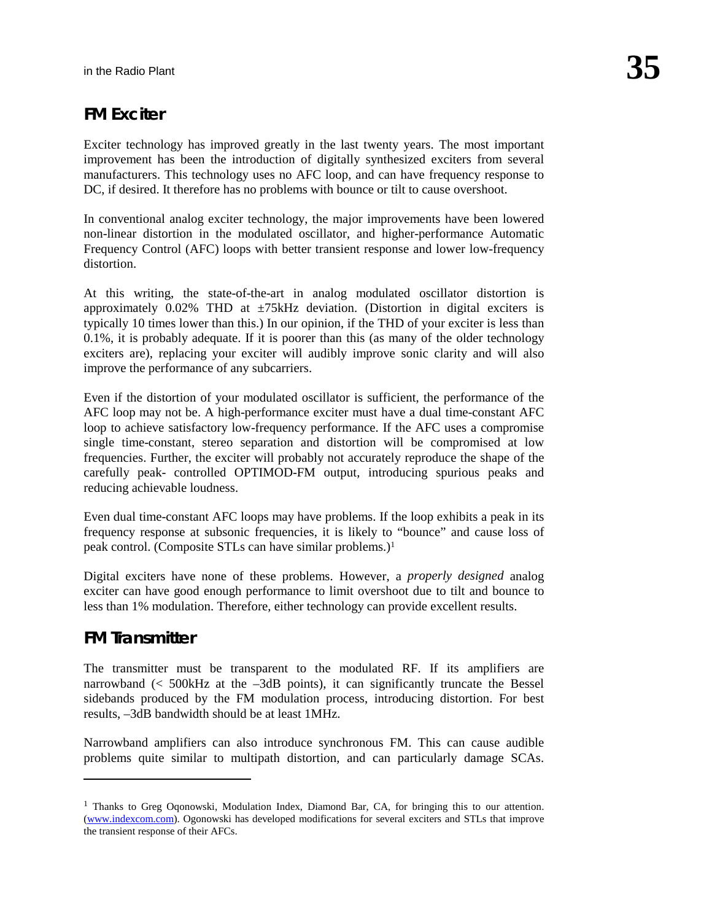## FM Exciter

Exciter technology has improved greatly in the last twenty years. The most important improvement has been the introduction of digitally synthesized exciters from several manufacturers. This technology uses no AFC loop, and can have frequency response to DC, if desired. It therefore has no problems with bounce or tilt to cause overshoot.

In conventional analog exciter technology, the major improvements have been lowered non-linear distortion in the modulated oscillator, and higher-performance Automatic Frequency Control (AFC) loops with better transient response and lower low-frequency distortion.

At this writing, the state-of-the-art in analog modulated oscillator distortion is approximately 0.02% THD at ±75kHz deviation. (Distortion in digital exciters is typically 10 times lower than this.) In our opinion, if the THD of your exciter is less than 0.1%, it is probably adequate. If it is poorer than this (as many of the older technology exciters are), replacing your exciter will audibly improve sonic clarity and will also improve the performance of any subcarriers.

Even if the distortion of your modulated oscillator is sufficient, the performance of the AFC loop may not be. A high-performance exciter must have a dual time-constant AFC loop to achieve satisfactory low-frequency performance. If the AFC uses a compromise single time-constant, stereo separation and distortion will be compromised at low frequencies. Further, the exciter will probably not accurately reproduce the shape of the carefully peak- controlled OPTIMOD-FM output, introducing spurious peaks and reducing achievable loudness.

Even dual time-constant AFC loops may have problems. If the loop exhibits a peak in its frequency response at subsonic frequencies, it is likely to "bounce" and cause loss of peak control. (Composite STLs can have similar problems.)[1]

Digital exciters have none of these problems. However, a *properly designed* analog exciter can have good enough performance to limit overshoot due to tilt and bounce to less than 1% modulation. Therefore, either technology can provide excellent results.

## FM Transmitter

The transmitter must be transparent to the modulated RF. If its amplifiers are narrowband (< 500kHz at the –3dB points), it can significantly truncate the Bessel sidebands produced by the FM modulation process, introducing distortion. For best results, –3dB bandwidth should be at least 1MHz.

Narrowband amplifiers can also introduce synchronous FM. This can cause audible problems quite similar to multipath distortion, and can particularly damage SCAs.

---

[1] Thanks to Greg Oqonowski, Modulation Index, Diamond Bar, CA, for bringing this to our attention. (www.indexcom.com). Ogonowski has developed modifications for several exciters and STLs that improve the transient response of their AFCs.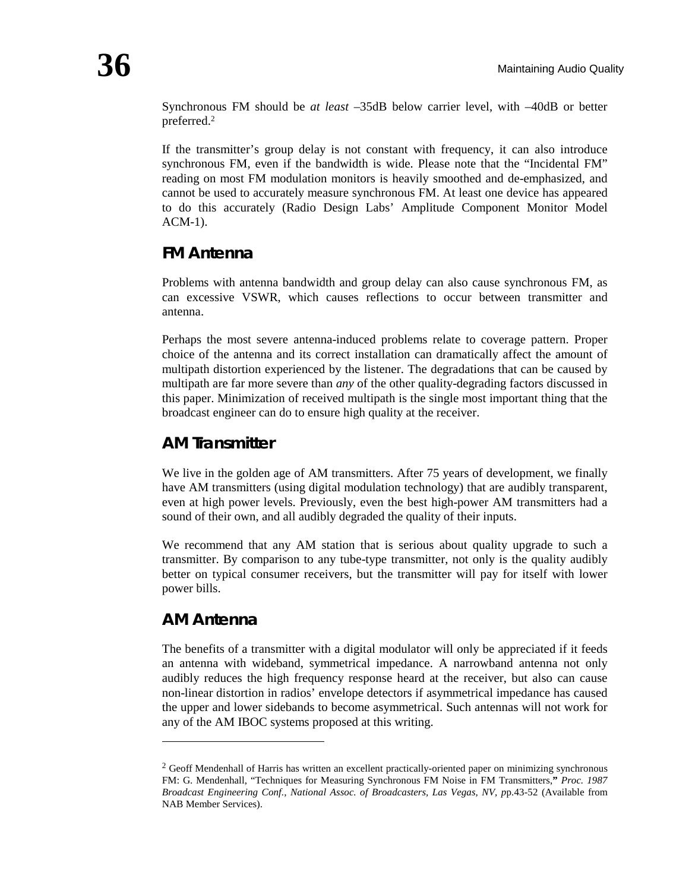Synchronous FM should be *at least* –35dB below carrier level, with –40dB or better preferred.[2]

If the transmitter's group delay is not constant with frequency, it can also introduce synchronous FM, even if the bandwidth is wide. Please note that the "Incidental FM" reading on most FM modulation monitors is heavily smoothed and de-emphasized, and cannot be used to accurately measure synchronous FM. At least one device has appeared to do this accurately (Radio Design Labs' Amplitude Component Monitor Model ACM-1).

## FM Antenna

Problems with antenna bandwidth and group delay can also cause synchronous FM, as can excessive VSWR, which causes reflections to occur between transmitter and antenna.

Perhaps the most severe antenna-induced problems relate to coverage pattern. Proper choice of the antenna and its correct installation can dramatically affect the amount of multipath distortion experienced by the listener. The degradations that can be caused by multipath are far more severe than *any* of the other quality-degrading factors discussed in this paper. Minimization of received multipath is the single most important thing that the broadcast engineer can do to ensure high quality at the receiver.

## AM Transmitter

We live in the golden age of AM transmitters. After 75 years of development, we finally have AM transmitters (using digital modulation technology) that are audibly transparent, even at high power levels. Previously, even the best high-power AM transmitters had a sound of their own, and all audibly degraded the quality of their inputs.

We recommend that any AM station that is serious about quality upgrade to such a transmitter. By comparison to any tube-type transmitter, not only is the quality audibly better on typical consumer receivers, but the transmitter will pay for itself with lower power bills.

## AM Antenna

The benefits of a transmitter with a digital modulator will only be appreciated if it feeds an antenna with wideband, symmetrical impedance. A narrowband antenna not only audibly reduces the high frequency response heard at the receiver, but also can cause non-linear distortion in radios' envelope detectors if asymmetrical impedance has caused the upper and lower sidebands to become asymmetrical. Such antennas will not work for any of the AM IBOC systems proposed at this writing.

---

[2] Geoff Mendenhall of Harris has written an excellent practically-oriented paper on minimizing synchronous FM: G. Mendenhall, "Techniques for Measuring Synchronous FM Noise in FM Transmitters," *Proc. 1987 Broadcast Engineering Conf., National Assoc. of Broadcasters, Las Vegas, NV, p*p.43-52 (Available from NAB Member Services).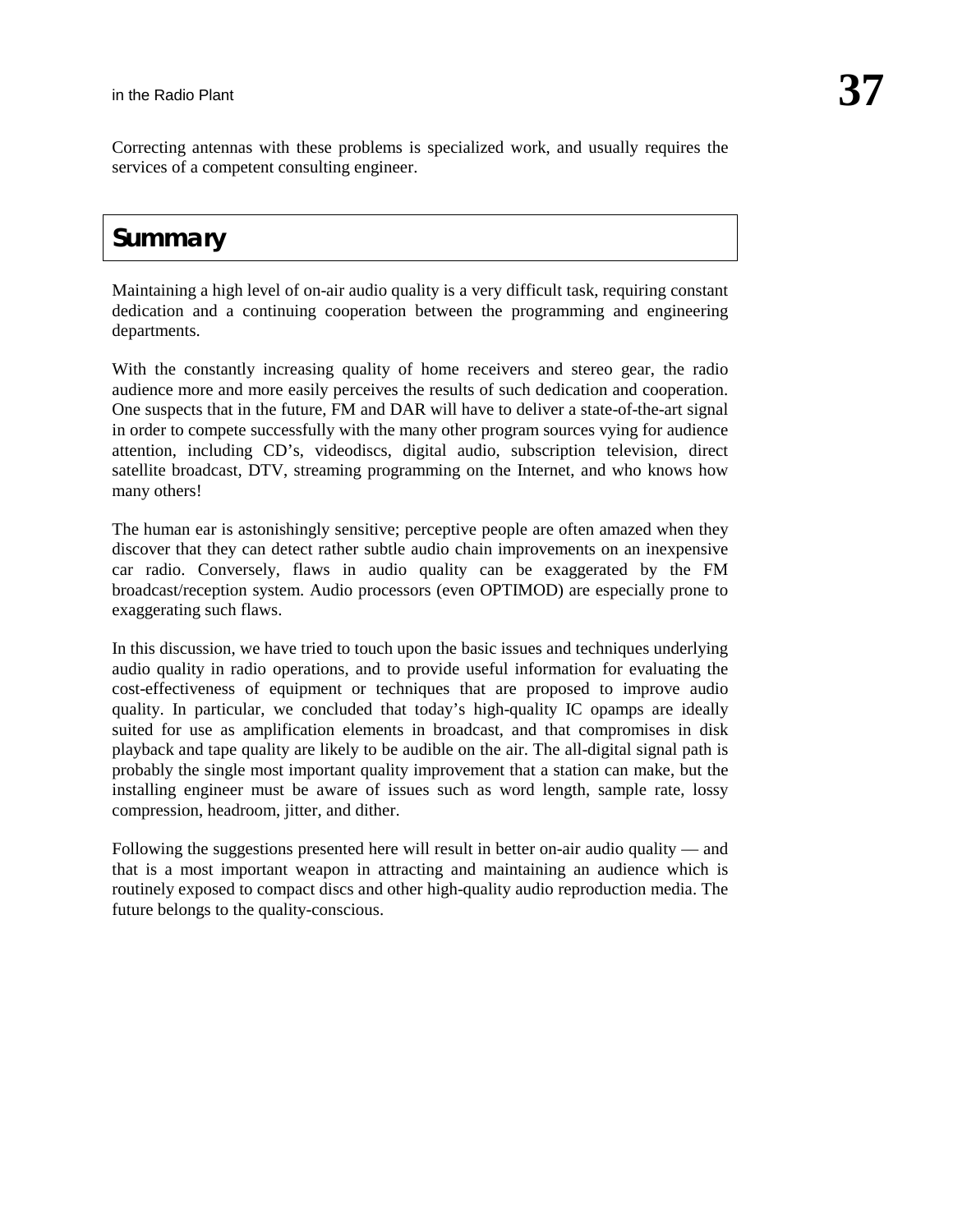Correcting antennas with these problems is specialized work, and usually requires the services of a competent consulting engineer.

## Summary

Maintaining a high level of on-air audio quality is a very difficult task, requiring constant dedication and a continuing cooperation between the programming and engineering departments.

With the constantly increasing quality of home receivers and stereo gear, the radio audience more and more easily perceives the results of such dedication and cooperation. One suspects that in the future, FM and DAR will have to deliver a state-of-the-art signal in order to compete successfully with the many other program sources vying for audience attention, including CD's, videodiscs, digital audio, subscription television, direct satellite broadcast, DTV, streaming programming on the Internet, and who knows how many others!

The human ear is astonishingly sensitive; perceptive people are often amazed when they discover that they can detect rather subtle audio chain improvements on an inexpensive car radio. Conversely, flaws in audio quality can be exaggerated by the FM broadcast/reception system. Audio processors (even OPTIMOD) are especially prone to exaggerating such flaws.

In this discussion, we have tried to touch upon the basic issues and techniques underlying audio quality in radio operations, and to provide useful information for evaluating the cost-effectiveness of equipment or techniques that are proposed to improve audio quality. In particular, we concluded that today's high-quality IC opamps are ideally suited for use as amplification elements in broadcast, and that compromises in disk playback and tape quality are likely to be audible on the air. The all-digital signal path is probably the single most important quality improvement that a station can make, but the installing engineer must be aware of issues such as word length, sample rate, lossy compression, headroom, jitter, and dither.

Following the suggestions presented here will result in better on-air audio quality — and that is a most important weapon in attracting and maintaining an audience which is routinely exposed to compact discs and other high-quality audio reproduction media. The future belongs to the quality-conscious.